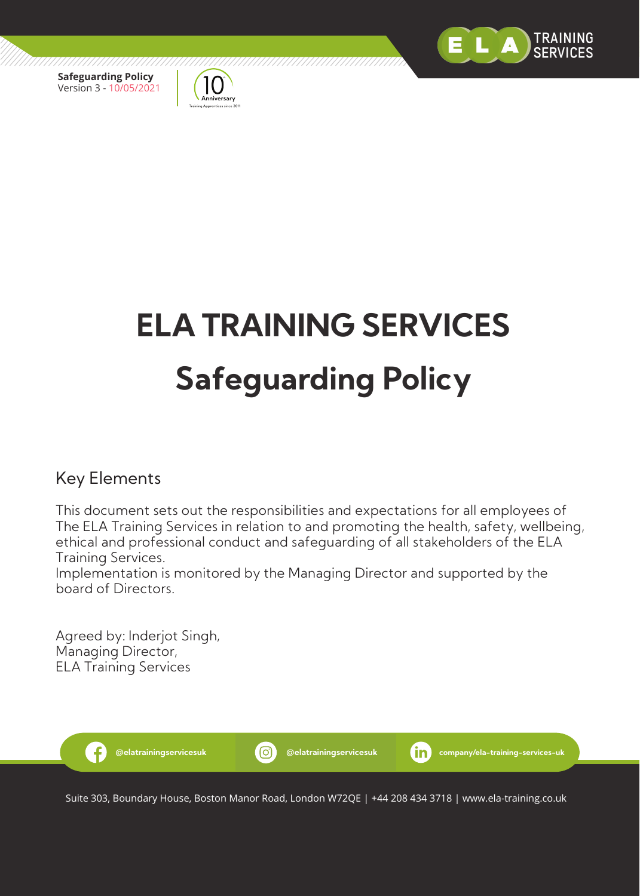**Safeguarding Policy**
Version 3 - 10/05/2021

# ELA TRAINING SERVICES

# Safeguarding Policy

## Key Elements

This document sets out the responsibilities and expectations for all employees of The ELA Training Services in relation to and promoting the health, safety, wellbeing, ethical and professional conduct and safeguarding of all stakeholders of the ELA Training Services.
Implementation is monitored by the Managing Director and supported by the board of Directors.

Agreed by: Inderjot Singh,
Managing Director,
ELA Training Services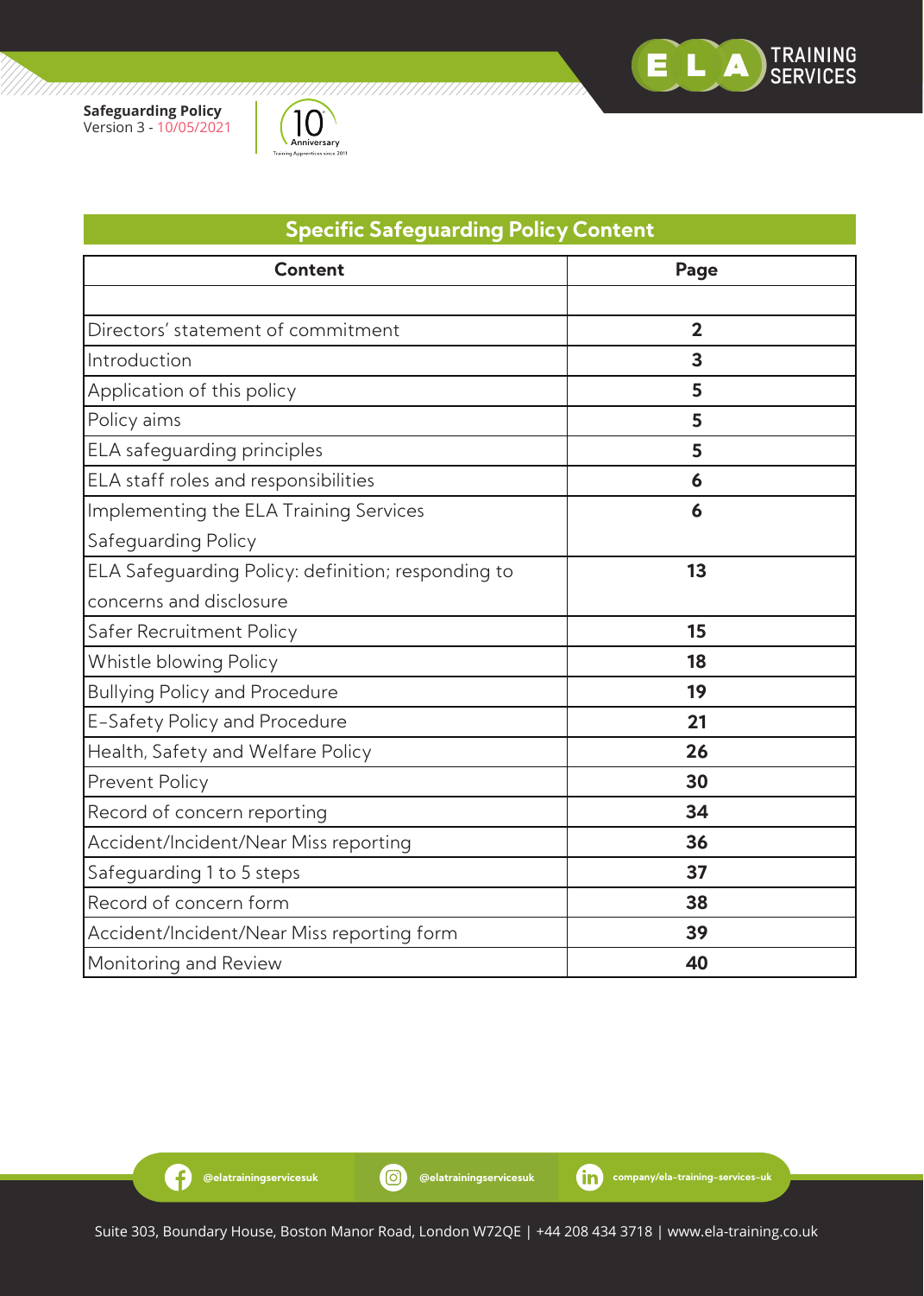## Specific Safeguarding Policy Content

| Content | Page |
|---|---|
| | |
| Directors' statement of commitment | **2** |
| Introduction | **3** |
| Application of this policy | **5** |
| Policy aims | **5** |
| ELA safeguarding principles | **5** |
| ELA staff roles and responsibilities | **6** |
| Implementing the ELA Training Services Safeguarding Policy | **6** |
| ELA Safeguarding Policy: definition; responding to concerns and disclosure | **13** |
| Safer Recruitment Policy | **15** |
| Whistle blowing Policy | **18** |
| Bullying Policy and Procedure | **19** |
| E-Safety Policy and Procedure | **21** |
| Health, Safety and Welfare Policy | **26** |
| Prevent Policy | **30** |
| Record of concern reporting | **34** |
| Accident/Incident/Near Miss reporting | **36** |
| Safeguarding 1 to 5 steps | **37** |
| Record of concern form | **38** |
| Accident/Incident/Near Miss reporting form | **39** |
| Monitoring and Review | **40** |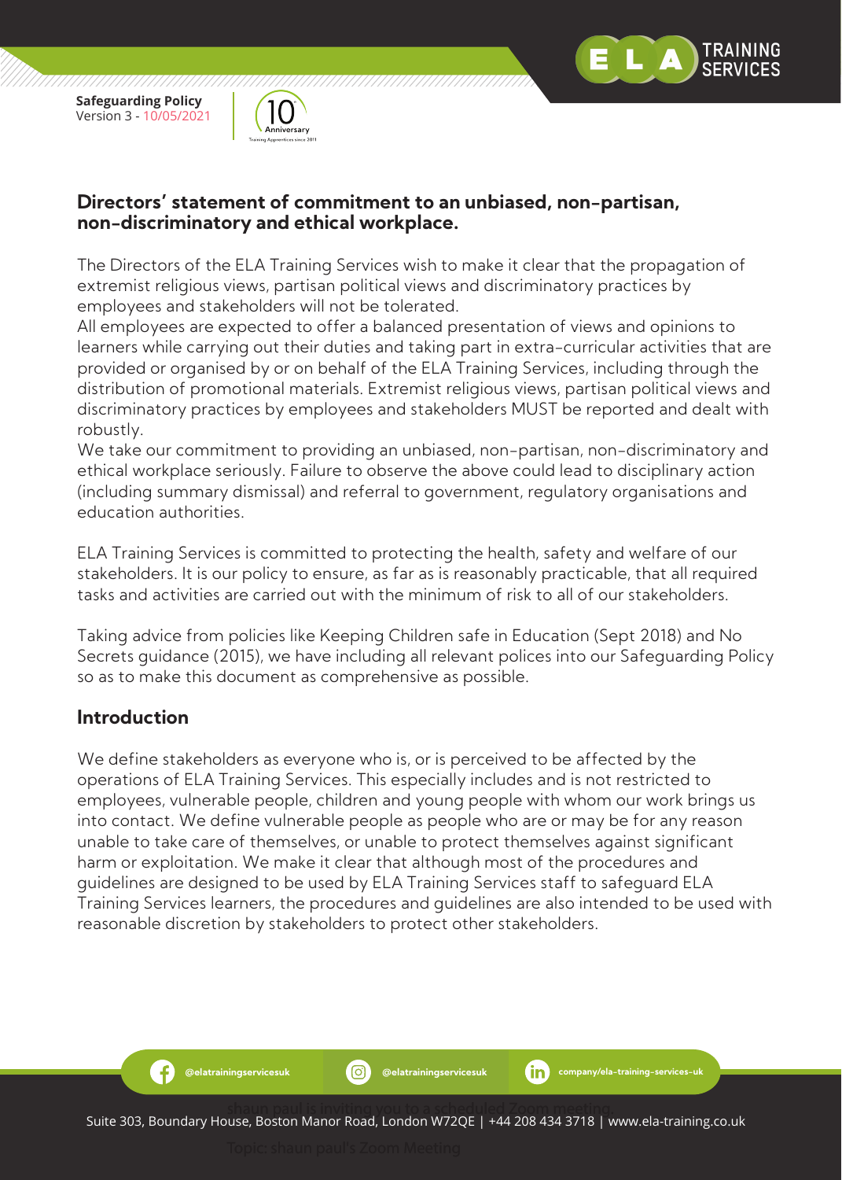## Directors' statement of commitment to an unbiased, non-partisan, non-discriminatory and ethical workplace.

The Directors of the ELA Training Services wish to make it clear that the propagation of extremist religious views, partisan political views and discriminatory practices by employees and stakeholders will not be tolerated.
All employees are expected to offer a balanced presentation of views and opinions to learners while carrying out their duties and taking part in extra-curricular activities that are provided or organised by or on behalf of the ELA Training Services, including through the distribution of promotional materials. Extremist religious views, partisan political views and discriminatory practices by employees and stakeholders MUST be reported and dealt with robustly.
We take our commitment to providing an unbiased, non-partisan, non-discriminatory and ethical workplace seriously. Failure to observe the above could lead to disciplinary action (including summary dismissal) and referral to government, regulatory organisations and education authorities.

ELA Training Services is committed to protecting the health, safety and welfare of our stakeholders. It is our policy to ensure, as far as is reasonably practicable, that all required tasks and activities are carried out with the minimum of risk to all of our stakeholders.

Taking advice from policies like Keeping Children safe in Education (Sept 2018) and No Secrets guidance (2015), we have including all relevant polices into our Safeguarding Policy so as to make this document as comprehensive as possible.

## Introduction

We define stakeholders as everyone who is, or is perceived to be affected by the operations of ELA Training Services. This especially includes and is not restricted to employees, vulnerable people, children and young people with whom our work brings us into contact. We define vulnerable people as people who are or may be for any reason unable to take care of themselves, or unable to protect themselves against significant harm or exploitation. We make it clear that although most of the procedures and guidelines are designed to be used by ELA Training Services staff to safeguard ELA Training Services learners, the procedures and guidelines are also intended to be used with reasonable discretion by stakeholders to protect other stakeholders.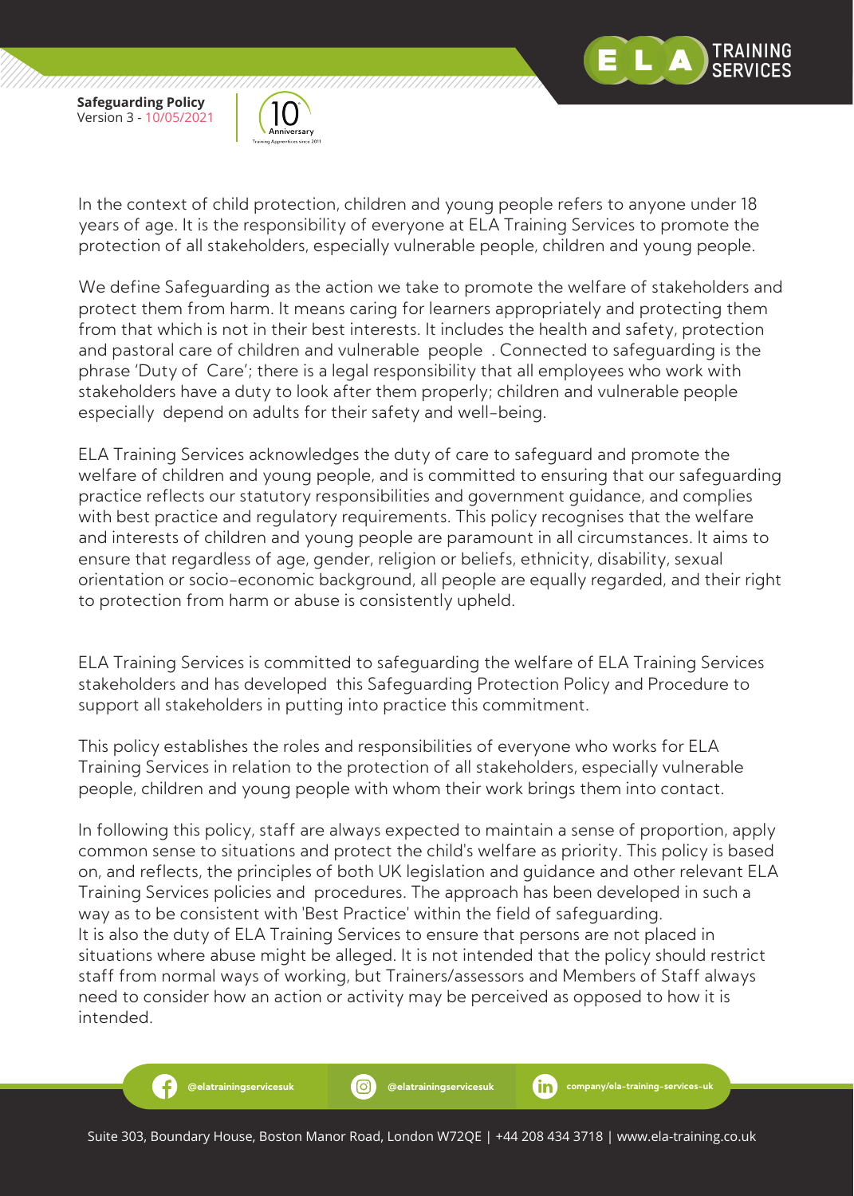In the context of child protection, children and young people refers to anyone under 18 years of age. It is the responsibility of everyone at ELA Training Services to promote the protection of all stakeholders, especially vulnerable people, children and young people.

We define Safeguarding as the action we take to promote the welfare of stakeholders and protect them from harm. It means caring for learners appropriately and protecting them from that which is not in their best interests. It includes the health and safety, protection and pastoral care of children and vulnerable people . Connected to safeguarding is the phrase 'Duty of Care'; there is a legal responsibility that all employees who work with stakeholders have a duty to look after them properly; children and vulnerable people especially depend on adults for their safety and well-being.

ELA Training Services acknowledges the duty of care to safeguard and promote the welfare of children and young people, and is committed to ensuring that our safeguarding practice reflects our statutory responsibilities and government guidance, and complies with best practice and regulatory requirements. This policy recognises that the welfare and interests of children and young people are paramount in all circumstances. It aims to ensure that regardless of age, gender, religion or beliefs, ethnicity, disability, sexual orientation or socio-economic background, all people are equally regarded, and their right to protection from harm or abuse is consistently upheld.

ELA Training Services is committed to safeguarding the welfare of ELA Training Services stakeholders and has developed this Safeguarding Protection Policy and Procedure to support all stakeholders in putting into practice this commitment.

This policy establishes the roles and responsibilities of everyone who works for ELA Training Services in relation to the protection of all stakeholders, especially vulnerable people, children and young people with whom their work brings them into contact.

In following this policy, staff are always expected to maintain a sense of proportion, apply common sense to situations and protect the child's welfare as priority. This policy is based on, and reflects, the principles of both UK legislation and guidance and other relevant ELA Training Services policies and procedures. The approach has been developed in such a way as to be consistent with 'Best Practice' within the field of safeguarding.
It is also the duty of ELA Training Services to ensure that persons are not placed in situations where abuse might be alleged. It is not intended that the policy should restrict staff from normal ways of working, but Trainers/assessors and Members of Staff always need to consider how an action or activity may be perceived as opposed to how it is intended.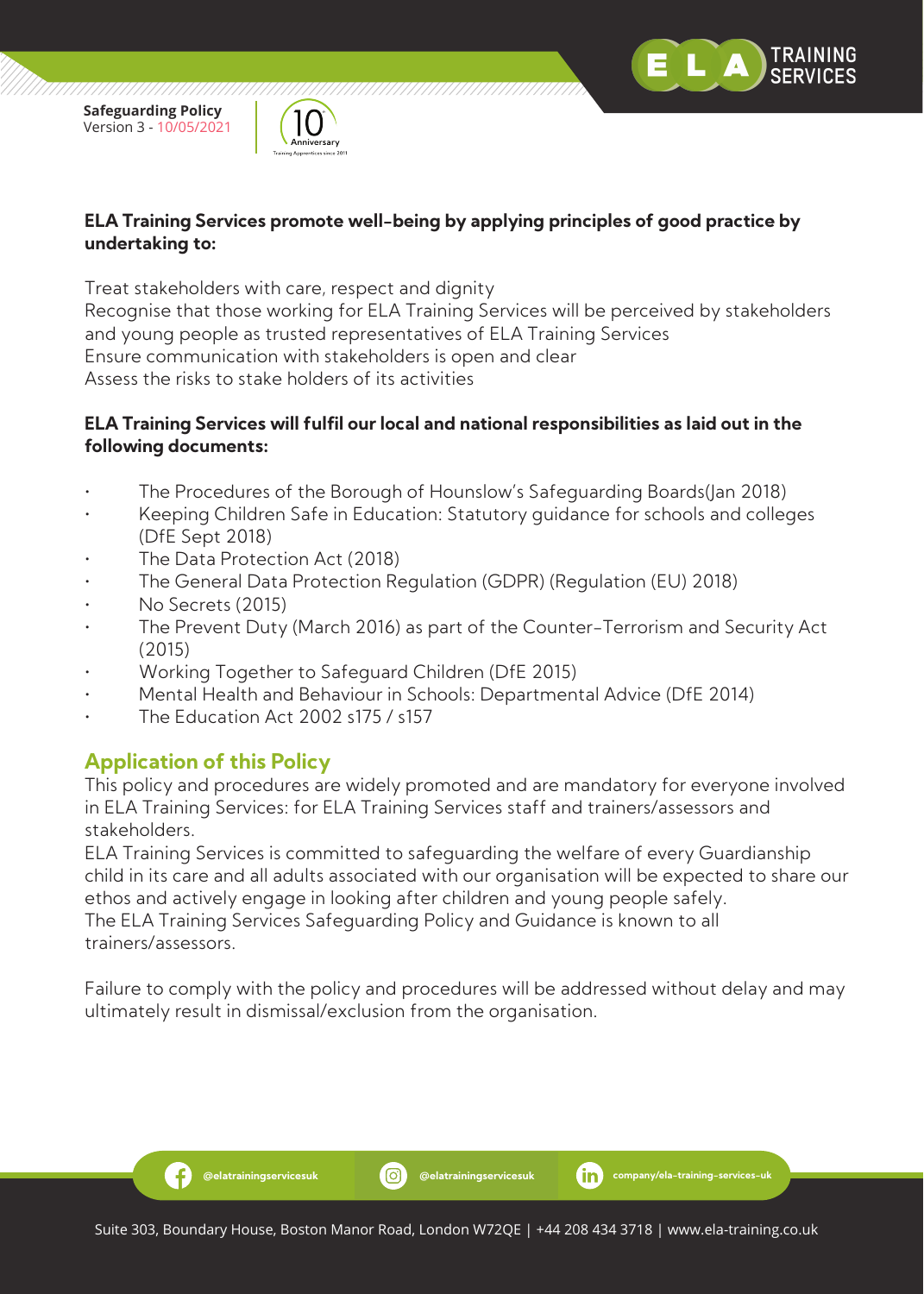**ELA Training Services promote well-being by applying principles of good practice by undertaking to:**

Treat stakeholders with care, respect and dignity
Recognise that those working for ELA Training Services will be perceived by stakeholders and young people as trusted representatives of ELA Training Services
Ensure communication with stakeholders is open and clear
Assess the risks to stake holders of its activities

**ELA Training Services will fulfil our local and national responsibilities as laid out in the following documents:**

- The Procedures of the Borough of Hounslow's Safeguarding Boards(Jan 2018)
- Keeping Children Safe in Education: Statutory guidance for schools and colleges (DfE Sept 2018)
- The Data Protection Act (2018)
- The General Data Protection Regulation (GDPR) (Regulation (EU) 2018)
- No Secrets (2015)
- The Prevent Duty (March 2016) as part of the Counter-Terrorism and Security Act (2015)
- Working Together to Safeguard Children (DfE 2015)
- Mental Health and Behaviour in Schools: Departmental Advice (DfE 2014)
- The Education Act 2002 s175 / s157

## Application of this Policy

This policy and procedures are widely promoted and are mandatory for everyone involved in ELA Training Services: for ELA Training Services staff and trainers/assessors and stakeholders.
ELA Training Services is committed to safeguarding the welfare of every Guardianship child in its care and all adults associated with our organisation will be expected to share our ethos and actively engage in looking after children and young people safely.
The ELA Training Services Safeguarding Policy and Guidance is known to all trainers/assessors.

Failure to comply with the policy and procedures will be addressed without delay and may ultimately result in dismissal/exclusion from the organisation.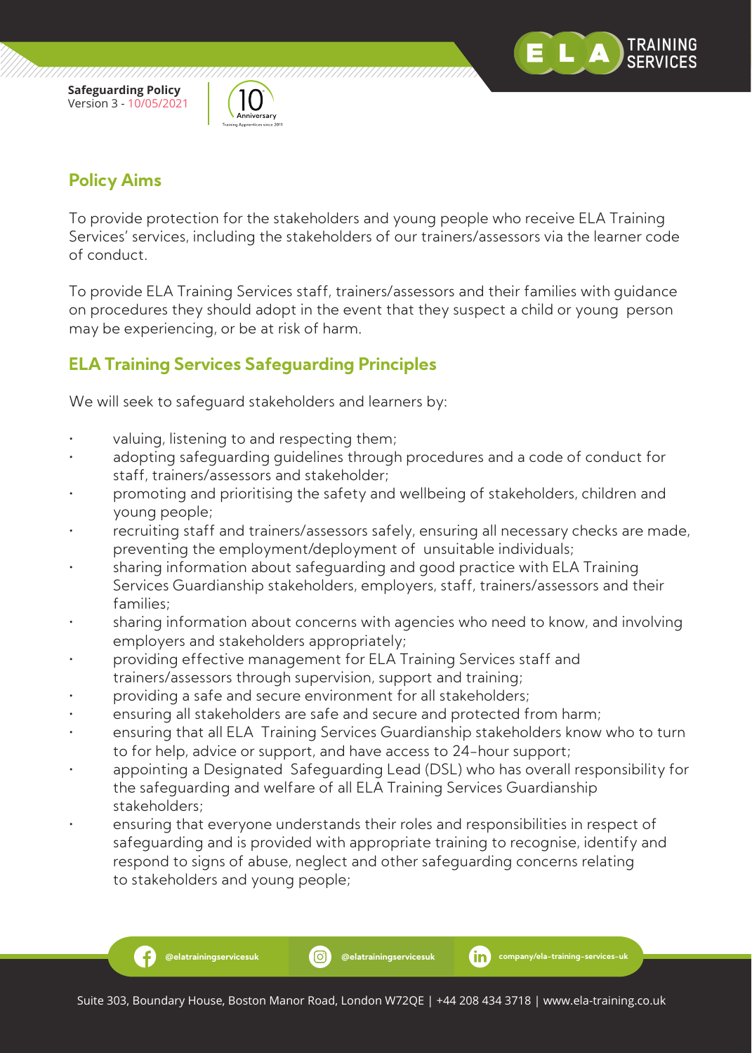## Policy Aims

To provide protection for the stakeholders and young people who receive ELA Training Services' services, including the stakeholders of our trainers/assessors via the learner code of conduct.

To provide ELA Training Services staff, trainers/assessors and their families with guidance on procedures they should adopt in the event that they suspect a child or young person may be experiencing, or be at risk of harm.

## ELA Training Services Safeguarding Principles

We will seek to safeguard stakeholders and learners by:

- valuing, listening to and respecting them;
- adopting safeguarding guidelines through procedures and a code of conduct for staff, trainers/assessors and stakeholder;
- promoting and prioritising the safety and wellbeing of stakeholders, children and young people;
- recruiting staff and trainers/assessors safely, ensuring all necessary checks are made, preventing the employment/deployment of unsuitable individuals;
- sharing information about safeguarding and good practice with ELA Training Services Guardianship stakeholders, employers, staff, trainers/assessors and their families;
- sharing information about concerns with agencies who need to know, and involving employers and stakeholders appropriately;
- providing effective management for ELA Training Services staff and trainers/assessors through supervision, support and training;
- providing a safe and secure environment for all stakeholders;
- ensuring all stakeholders are safe and secure and protected from harm;
- ensuring that all ELA Training Services Guardianship stakeholders know who to turn to for help, advice or support, and have access to 24-hour support;
- appointing a Designated Safeguarding Lead (DSL) who has overall responsibility for the safeguarding and welfare of all ELA Training Services Guardianship stakeholders;
- ensuring that everyone understands their roles and responsibilities in respect of safeguarding and is provided with appropriate training to recognise, identify and respond to signs of abuse, neglect and other safeguarding concerns relating to stakeholders and young people;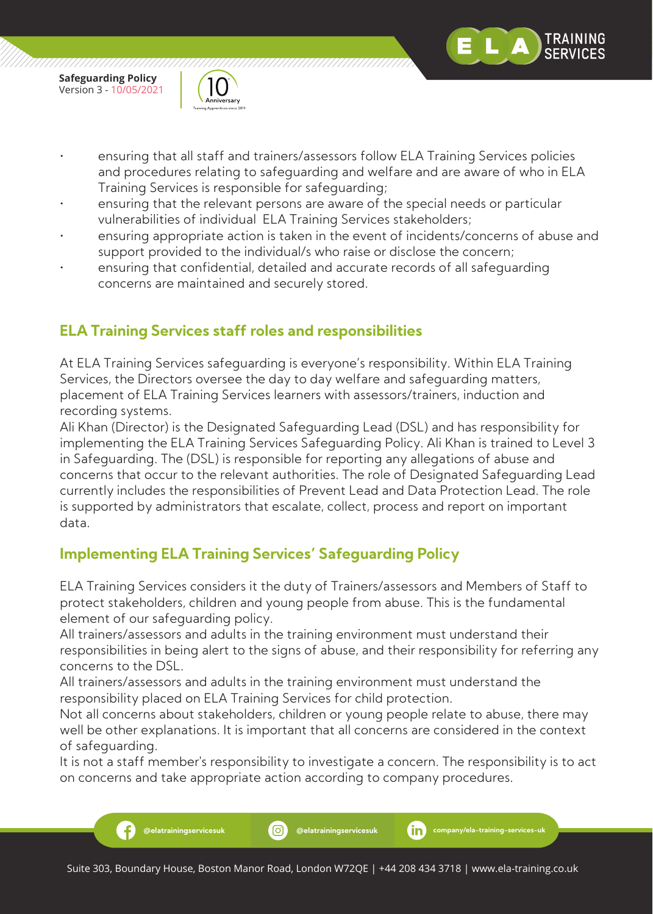- ensuring that all staff and trainers/assessors follow ELA Training Services policies and procedures relating to safeguarding and welfare and are aware of who in ELA Training Services is responsible for safeguarding;
- ensuring that the relevant persons are aware of the special needs or particular vulnerabilities of individual ELA Training Services stakeholders;
- ensuring appropriate action is taken in the event of incidents/concerns of abuse and support provided to the individual/s who raise or disclose the concern;
- ensuring that confidential, detailed and accurate records of all safeguarding concerns are maintained and securely stored.

## ELA Training Services staff roles and responsibilities

At ELA Training Services safeguarding is everyone's responsibility. Within ELA Training Services, the Directors oversee the day to day welfare and safeguarding matters, placement of ELA Training Services learners with assessors/trainers, induction and recording systems.
Ali Khan (Director) is the Designated Safeguarding Lead (DSL) and has responsibility for implementing the ELA Training Services Safeguarding Policy. Ali Khan is trained to Level 3 in Safeguarding. The (DSL) is responsible for reporting any allegations of abuse and concerns that occur to the relevant authorities. The role of Designated Safeguarding Lead currently includes the responsibilities of Prevent Lead and Data Protection Lead. The role is supported by administrators that escalate, collect, process and report on important data.

## Implementing ELA Training Services' Safeguarding Policy

ELA Training Services considers it the duty of Trainers/assessors and Members of Staff to protect stakeholders, children and young people from abuse. This is the fundamental element of our safeguarding policy.
All trainers/assessors and adults in the training environment must understand their responsibilities in being alert to the signs of abuse, and their responsibility for referring any concerns to the DSL.
All trainers/assessors and adults in the training environment must understand the responsibility placed on ELA Training Services for child protection.
Not all concerns about stakeholders, children or young people relate to abuse, there may well be other explanations. It is important that all concerns are considered in the context of safeguarding.
It is not a staff member's responsibility to investigate a concern. The responsibility is to act on concerns and take appropriate action according to company procedures.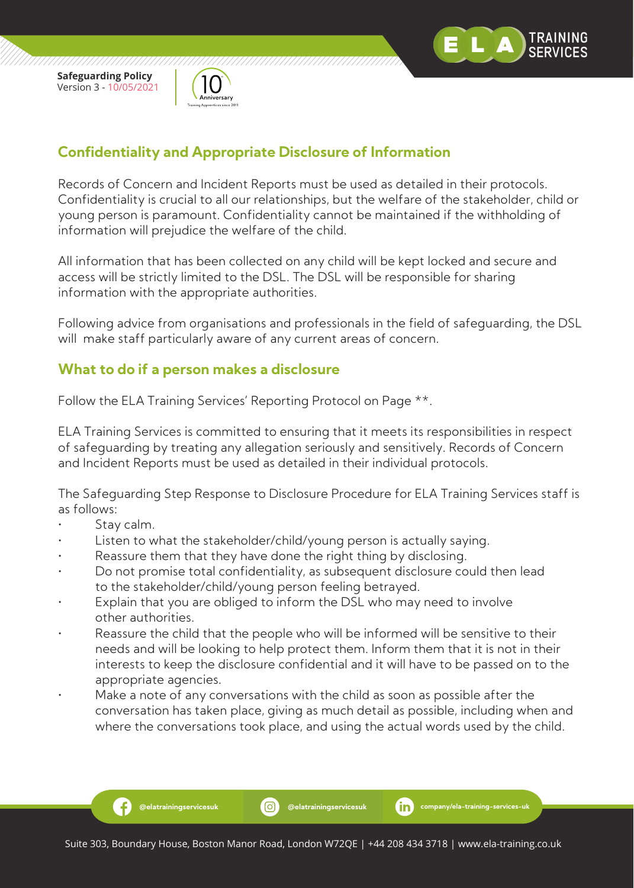## Confidentiality and Appropriate Disclosure of Information

Records of Concern and Incident Reports must be used as detailed in their protocols. Confidentiality is crucial to all our relationships, but the welfare of the stakeholder, child or young person is paramount. Confidentiality cannot be maintained if the withholding of information will prejudice the welfare of the child.

All information that has been collected on any child will be kept locked and secure and access will be strictly limited to the DSL. The DSL will be responsible for sharing information with the appropriate authorities.

Following advice from organisations and professionals in the field of safeguarding, the DSL will make staff particularly aware of any current areas of concern.

## What to do if a person makes a disclosure

Follow the ELA Training Services' Reporting Protocol on Page **.

ELA Training Services is committed to ensuring that it meets its responsibilities in respect of safeguarding by treating any allegation seriously and sensitively. Records of Concern and Incident Reports must be used as detailed in their individual protocols.

The Safeguarding Step Response to Disclosure Procedure for ELA Training Services staff is as follows:

- Stay calm.
- Listen to what the stakeholder/child/young person is actually saying.
- Reassure them that they have done the right thing by disclosing.
- Do not promise total confidentiality, as subsequent disclosure could then lead to the stakeholder/child/young person feeling betrayed.
- Explain that you are obliged to inform the DSL who may need to involve other authorities.
- Reassure the child that the people who will be informed will be sensitive to their needs and will be looking to help protect them. Inform them that it is not in their interests to keep the disclosure confidential and it will have to be passed on to the appropriate agencies.
- Make a note of any conversations with the child as soon as possible after the conversation has taken place, giving as much detail as possible, including when and where the conversations took place, and using the actual words used by the child.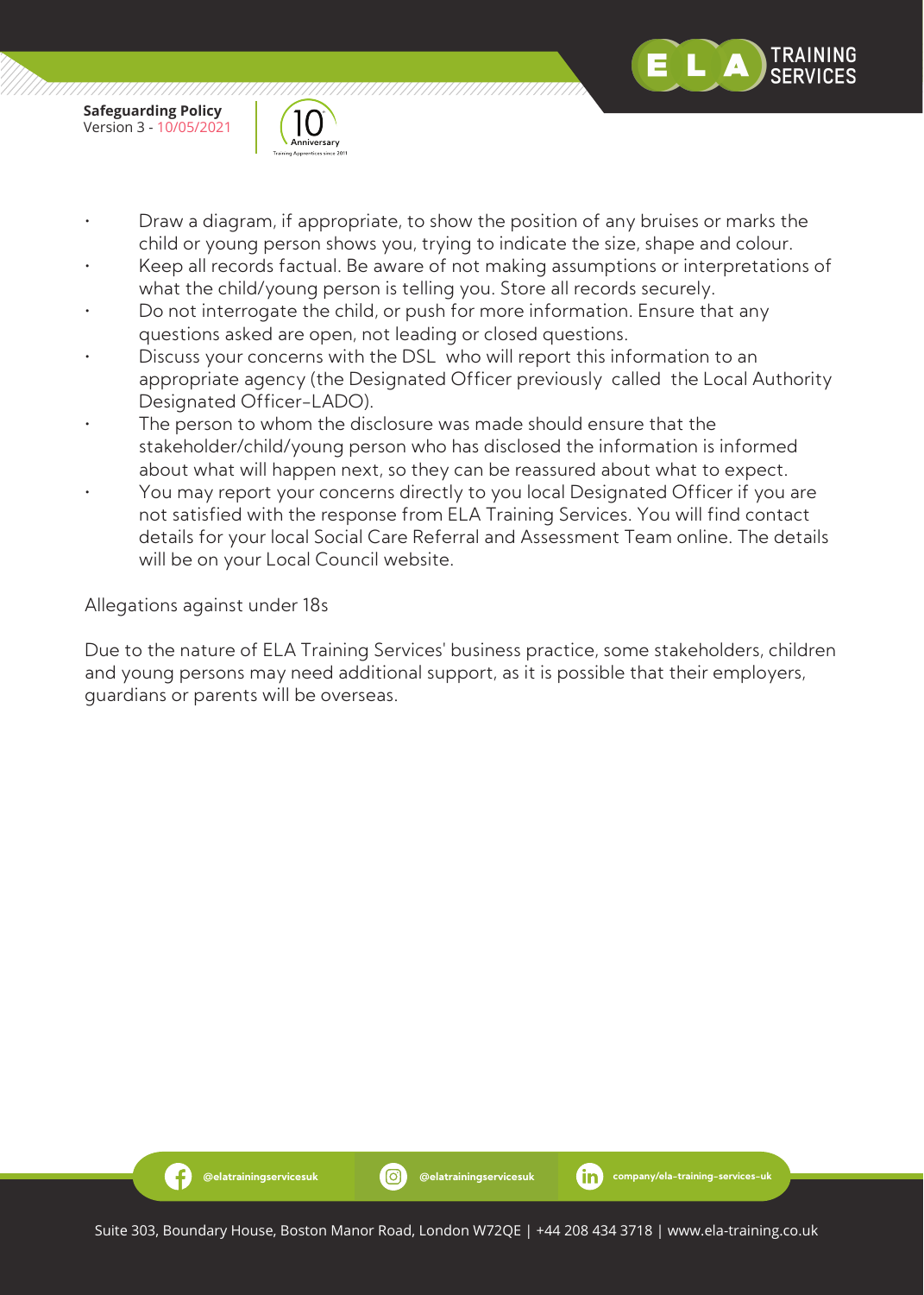- Draw a diagram, if appropriate, to show the position of any bruises or marks the child or young person shows you, trying to indicate the size, shape and colour.
- Keep all records factual. Be aware of not making assumptions or interpretations of what the child/young person is telling you. Store all records securely.
- Do not interrogate the child, or push for more information. Ensure that any questions asked are open, not leading or closed questions.
- Discuss your concerns with the DSL who will report this information to an appropriate agency (the Designated Officer previously called the Local Authority Designated Officer-LADO).
- The person to whom the disclosure was made should ensure that the stakeholder/child/young person who has disclosed the information is informed about what will happen next, so they can be reassured about what to expect.
- You may report your concerns directly to you local Designated Officer if you are not satisfied with the response from ELA Training Services. You will find contact details for your local Social Care Referral and Assessment Team online. The details will be on your Local Council website.

Allegations against under 18s

Due to the nature of ELA Training Services' business practice, some stakeholders, children and young persons may need additional support, as it is possible that their employers, guardians or parents will be overseas.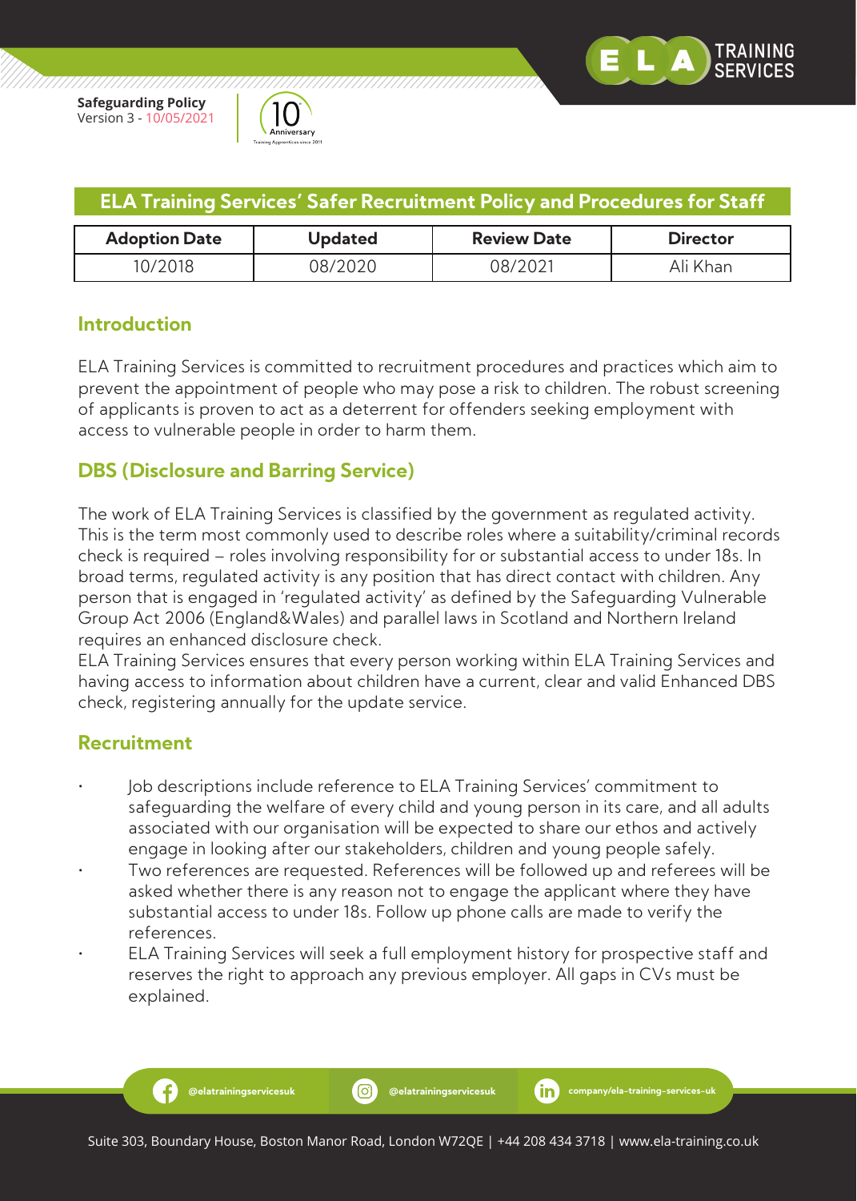## ELA Training Services' Safer Recruitment Policy and Procedures for Staff

| Adoption Date | Updated | Review Date | Director |
| --- | --- | --- | --- |
| 10/2018 | 08/2020 | 08/2021 | Ali Khan |

### Introduction

ELA Training Services is committed to recruitment procedures and practices which aim to prevent the appointment of people who may pose a risk to children. The robust screening of applicants is proven to act as a deterrent for offenders seeking employment with access to vulnerable people in order to harm them.

### DBS (Disclosure and Barring Service)

The work of ELA Training Services is classified by the government as regulated activity. This is the term most commonly used to describe roles where a suitability/criminal records check is required – roles involving responsibility for or substantial access to under 18s. In broad terms, regulated activity is any position that has direct contact with children. Any person that is engaged in 'regulated activity' as defined by the Safeguarding Vulnerable Group Act 2006 (England&Wales) and parallel laws in Scotland and Northern Ireland requires an enhanced disclosure check.
ELA Training Services ensures that every person working within ELA Training Services and having access to information about children have a current, clear and valid Enhanced DBS check, registering annually for the update service.

### Recruitment

- Job descriptions include reference to ELA Training Services' commitment to safeguarding the welfare of every child and young person in its care, and all adults associated with our organisation will be expected to share our ethos and actively engage in looking after our stakeholders, children and young people safely.
- Two references are requested. References will be followed up and referees will be asked whether there is any reason not to engage the applicant where they have substantial access to under 18s. Follow up phone calls are made to verify the references.
- ELA Training Services will seek a full employment history for prospective staff and reserves the right to approach any previous employer. All gaps in CVs must be explained.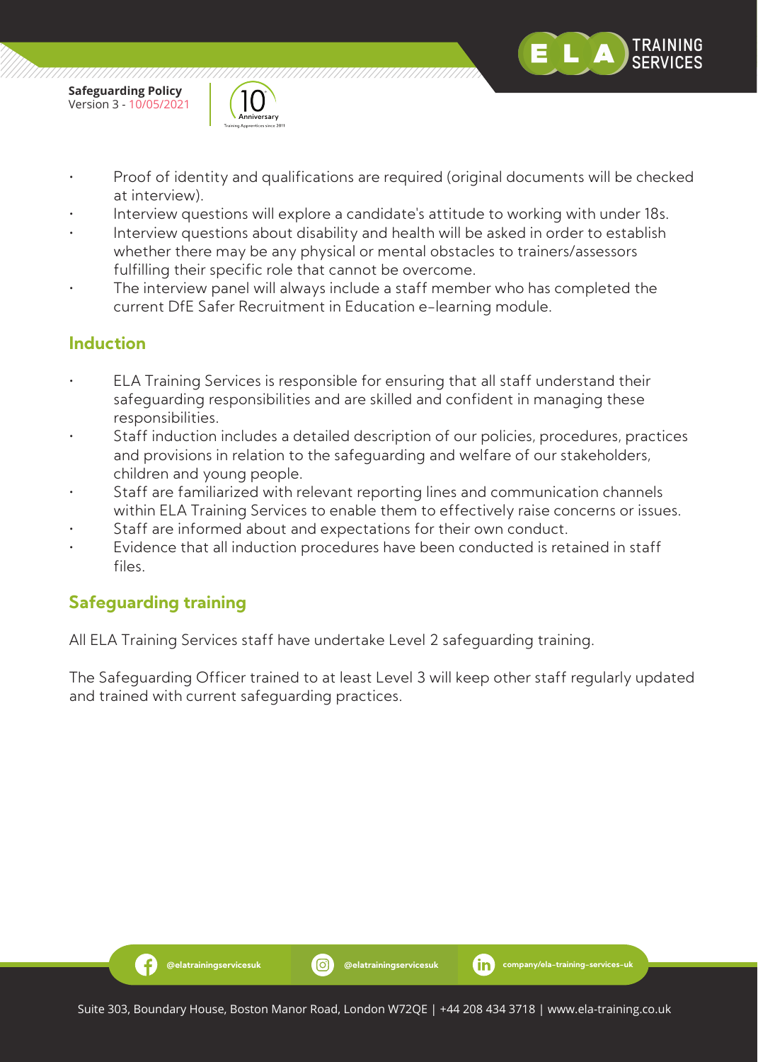- Proof of identity and qualifications are required (original documents will be checked at interview).
- Interview questions will explore a candidate's attitude to working with under 18s.
- Interview questions about disability and health will be asked in order to establish whether there may be any physical or mental obstacles to trainers/assessors fulfilling their specific role that cannot be overcome.
- The interview panel will always include a staff member who has completed the current DfE Safer Recruitment in Education e-learning module.

## Induction

- ELA Training Services is responsible for ensuring that all staff understand their safeguarding responsibilities and are skilled and confident in managing these responsibilities.
- Staff induction includes a detailed description of our policies, procedures, practices and provisions in relation to the safeguarding and welfare of our stakeholders, children and young people.
- Staff are familiarized with relevant reporting lines and communication channels within ELA Training Services to enable them to effectively raise concerns or issues.
- Staff are informed about and expectations for their own conduct.
- Evidence that all induction procedures have been conducted is retained in staff files.

## Safeguarding training

All ELA Training Services staff have undertake Level 2 safeguarding training.

The Safeguarding Officer trained to at least Level 3 will keep other staff regularly updated and trained with current safeguarding practices.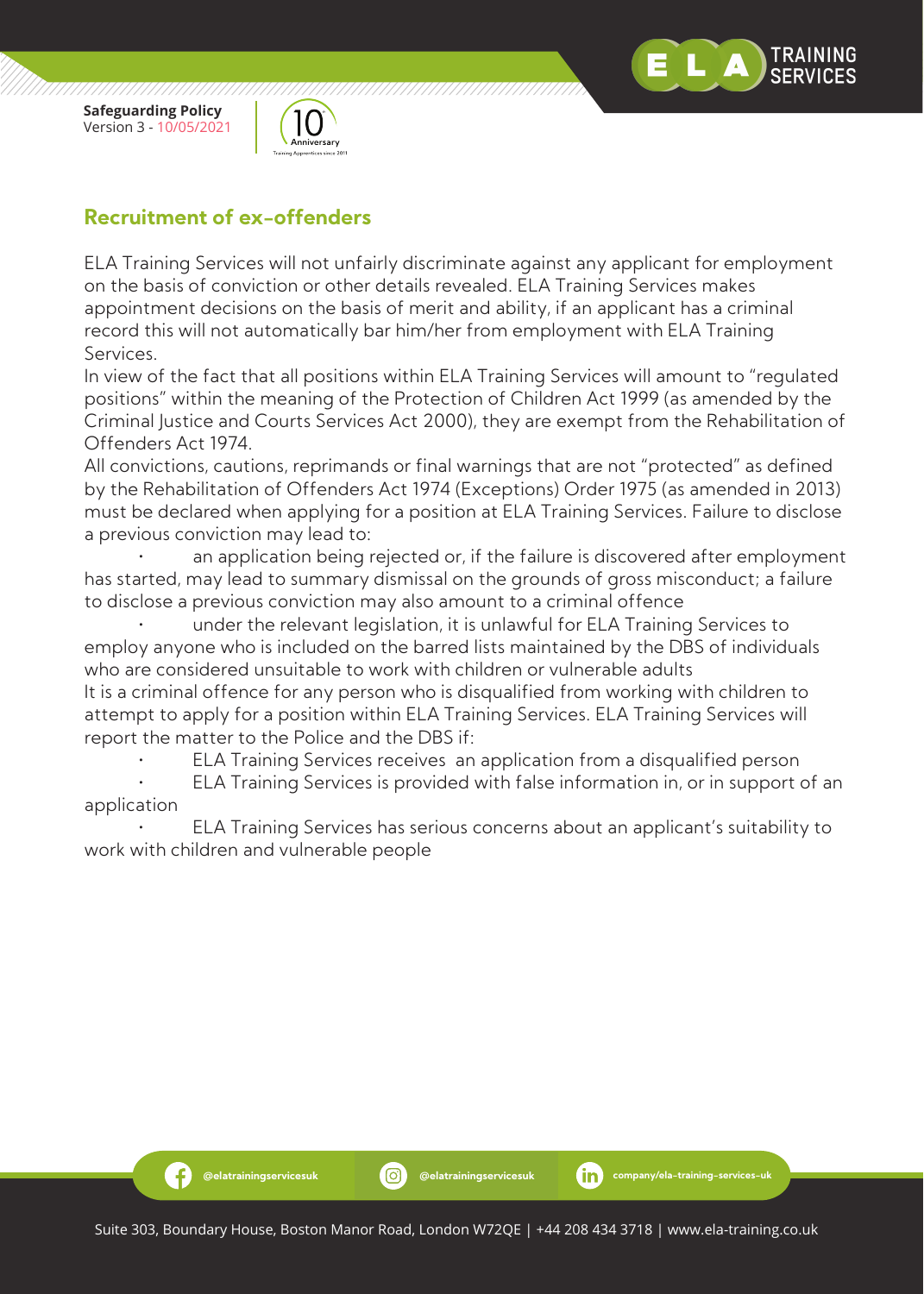## Recruitment of ex-offenders

ELA Training Services will not unfairly discriminate against any applicant for employment on the basis of conviction or other details revealed. ELA Training Services makes appointment decisions on the basis of merit and ability, if an applicant has a criminal record this will not automatically bar him/her from employment with ELA Training Services.

In view of the fact that all positions within ELA Training Services will amount to "regulated positions" within the meaning of the Protection of Children Act 1999 (as amended by the Criminal Justice and Courts Services Act 2000), they are exempt from the Rehabilitation of Offenders Act 1974.

All convictions, cautions, reprimands or final warnings that are not "protected" as defined by the Rehabilitation of Offenders Act 1974 (Exceptions) Order 1975 (as amended in 2013) must be declared when applying for a position at ELA Training Services. Failure to disclose a previous conviction may lead to:

- an application being rejected or, if the failure is discovered after employment has started, may lead to summary dismissal on the grounds of gross misconduct; a failure to disclose a previous conviction may also amount to a criminal offence
- under the relevant legislation, it is unlawful for ELA Training Services to employ anyone who is included on the barred lists maintained by the DBS of individuals who are considered unsuitable to work with children or vulnerable adults

It is a criminal offence for any person who is disqualified from working with children to attempt to apply for a position within ELA Training Services. ELA Training Services will report the matter to the Police and the DBS if:

- ELA Training Services receives an application from a disqualified person
- ELA Training Services is provided with false information in, or in support of an application
- ELA Training Services has serious concerns about an applicant's suitability to work with children and vulnerable people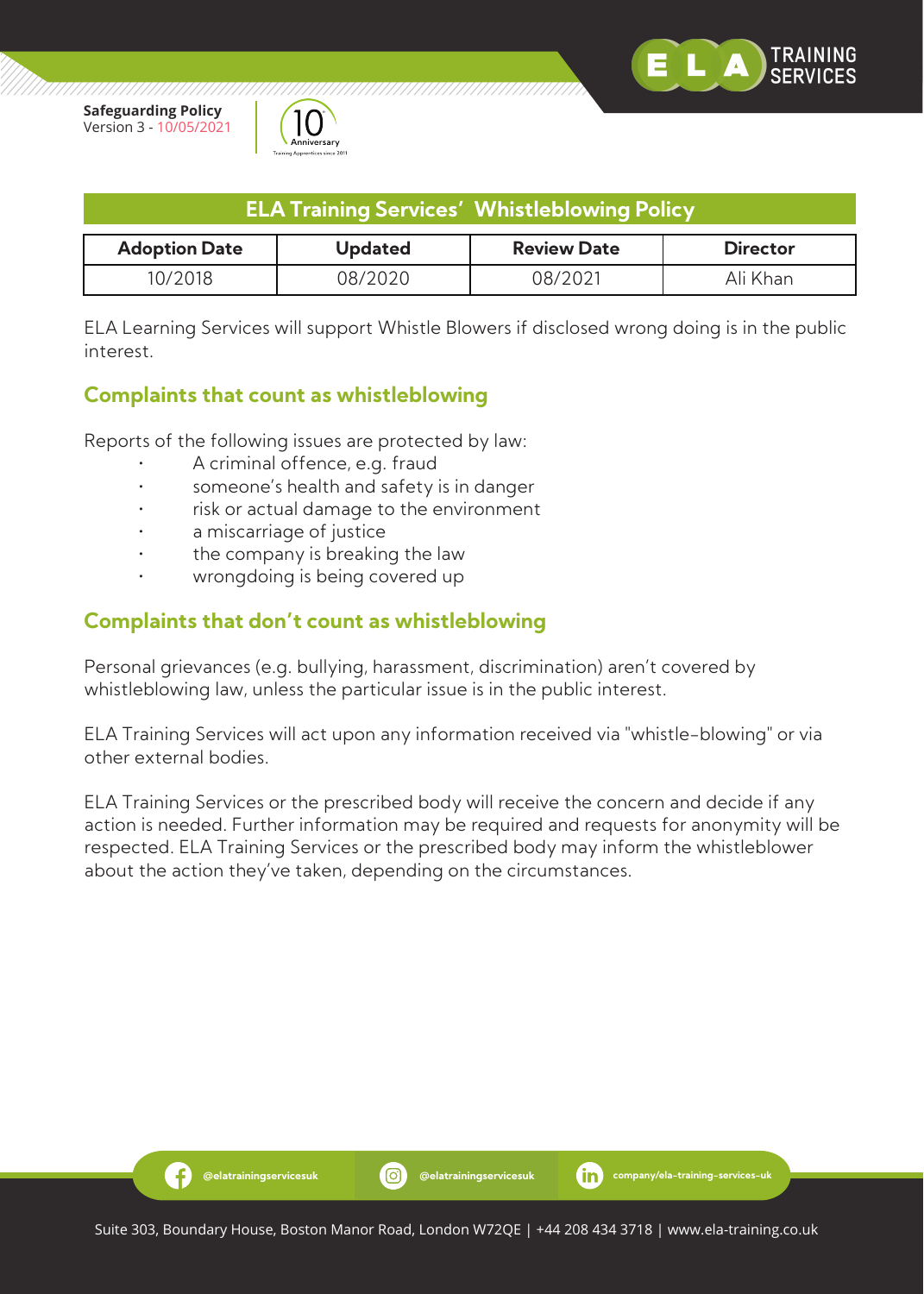## ELA Training Services' Whistleblowing Policy

| Adoption Date | Updated | Review Date | Director |
| --- | --- | --- | --- |
| 10/2018 | 08/2020 | 08/2021 | Ali Khan |

ELA Learning Services will support Whistle Blowers if disclosed wrong doing is in the public interest.

### Complaints that count as whistleblowing

Reports of the following issues are protected by law:

- A criminal offence, e.g. fraud
- someone's health and safety is in danger
- risk or actual damage to the environment
- a miscarriage of justice
- the company is breaking the law
- wrongdoing is being covered up

### Complaints that don't count as whistleblowing

Personal grievances (e.g. bullying, harassment, discrimination) aren't covered by whistleblowing law, unless the particular issue is in the public interest.

ELA Training Services will act upon any information received via "whistle-blowing" or via other external bodies.

ELA Training Services or the prescribed body will receive the concern and decide if any action is needed. Further information may be required and requests for anonymity will be respected. ELA Training Services or the prescribed body may inform the whistleblower about the action they've taken, depending on the circumstances.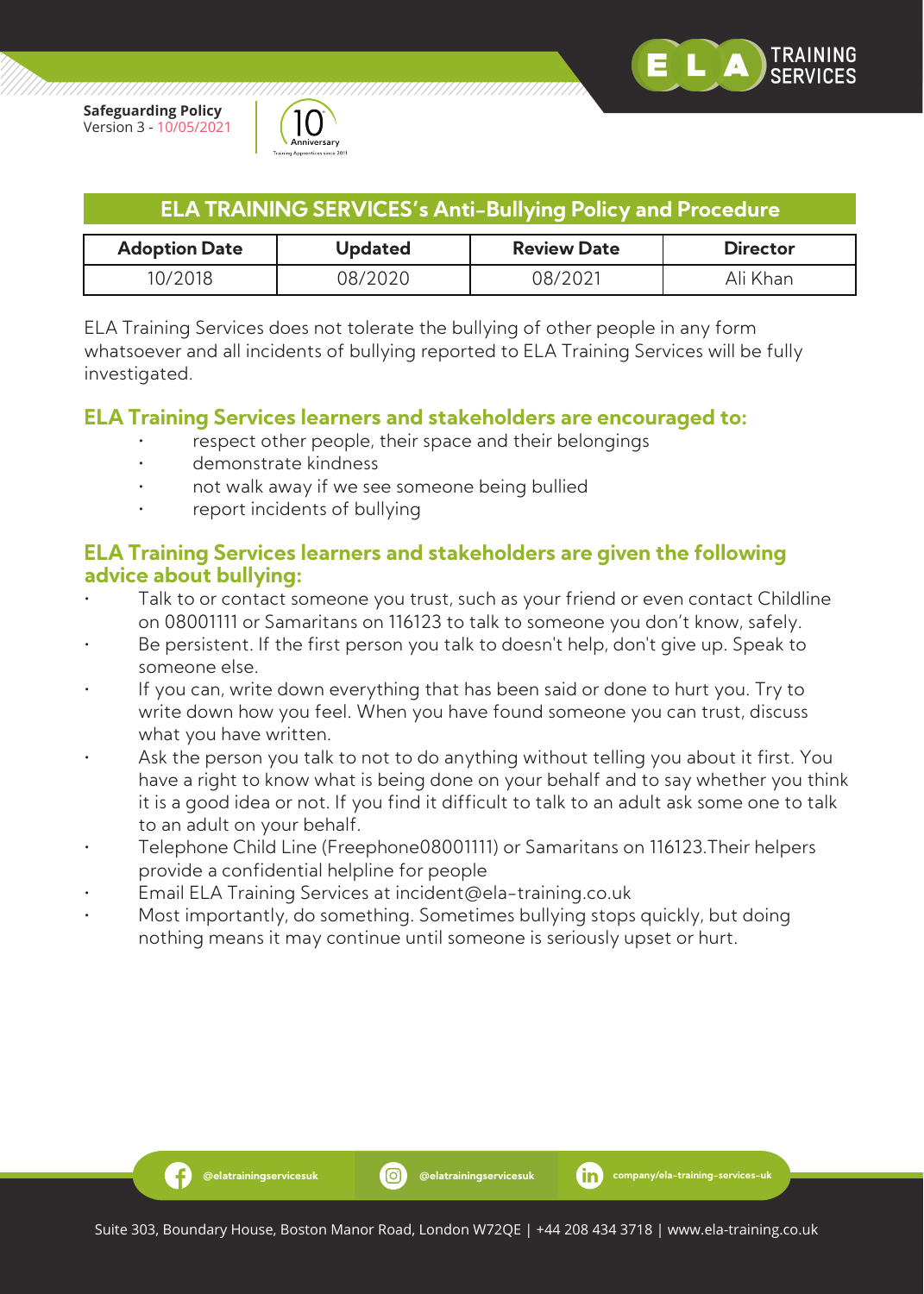## ELA TRAINING SERVICES's Anti-Bullying Policy and Procedure

| Adoption Date | Updated | Review Date | Director |
|---|---|---|---|
| 10/2018 | 08/2020 | 08/2021 | Ali Khan |

ELA Training Services does not tolerate the bullying of other people in any form whatsoever and all incidents of bullying reported to ELA Training Services will be fully investigated.

### ELA Training Services learners and stakeholders are encouraged to:

- respect other people, their space and their belongings
- demonstrate kindness
- not walk away if we see someone being bullied
- report incidents of bullying

### ELA Training Services learners and stakeholders are given the following advice about bullying:

- Talk to or contact someone you trust, such as your friend or even contact Childline on 08001111 or Samaritans on 116123 to talk to someone you don't know, safely.
- Be persistent. If the first person you talk to doesn't help, don't give up. Speak to someone else.
- If you can, write down everything that has been said or done to hurt you. Try to write down how you feel. When you have found someone you can trust, discuss what you have written.
- Ask the person you talk to not to do anything without telling you about it first. You have a right to know what is being done on your behalf and to say whether you think it is a good idea or not. If you find it difficult to talk to an adult ask some one to talk to an adult on your behalf.
- Telephone Child Line (Freephone08001111) or Samaritans on 116123.Their helpers provide a confidential helpline for people
- Email ELA Training Services at incident@ela-training.co.uk
- Most importantly, do something. Sometimes bullying stops quickly, but doing nothing means it may continue until someone is seriously upset or hurt.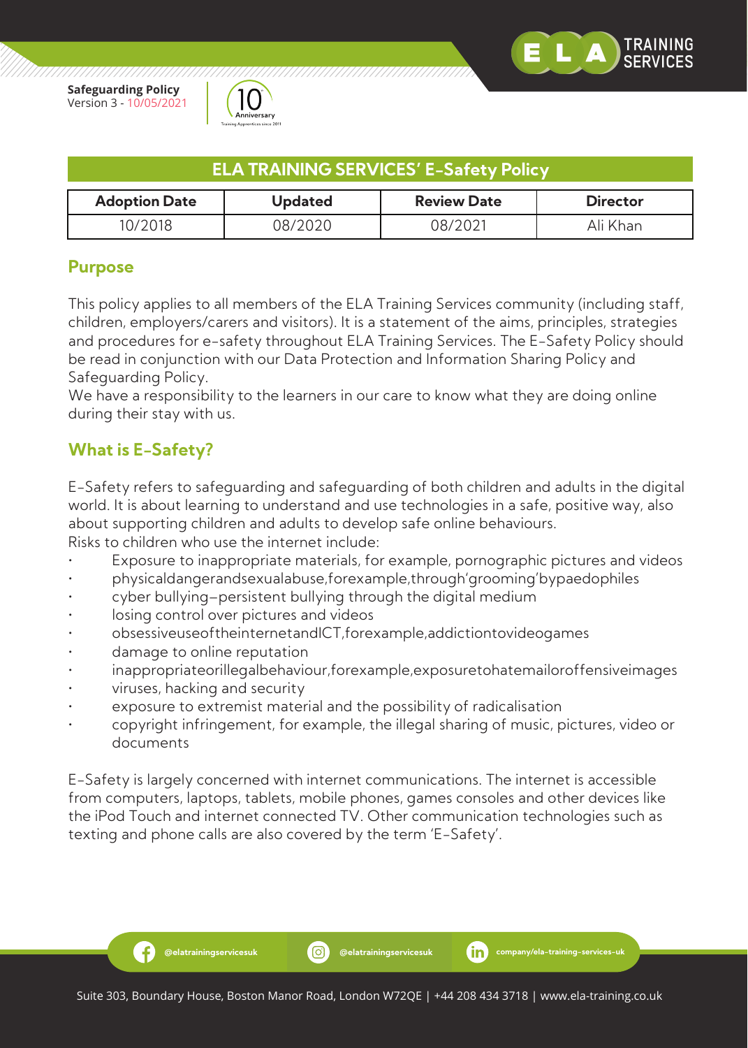## ELA TRAINING SERVICES' E-Safety Policy

| Adoption Date | Updated | Review Date | Director |
|---|---|---|---|
| 10/2018 | 08/2020 | 08/2021 | Ali Khan |

### Purpose

This policy applies to all members of the ELA Training Services community (including staff, children, employers/carers and visitors). It is a statement of the aims, principles, strategies and procedures for e-safety throughout ELA Training Services. The E-Safety Policy should be read in conjunction with our Data Protection and Information Sharing Policy and Safeguarding Policy.
We have a responsibility to the learners in our care to know what they are doing online during their stay with us.

### What is E-Safety?

E-Safety refers to safeguarding and safeguarding of both children and adults in the digital world. It is about learning to understand and use technologies in a safe, positive way, also about supporting children and adults to develop safe online behaviours.
Risks to children who use the internet include:

- Exposure to inappropriate materials, for example, pornographic pictures and videos
- physicaldangerandsexualabuse,forexample,through'grooming'bypaedophiles
- cyber bullying–persistent bullying through the digital medium
- losing control over pictures and videos
- obsessiveuseoftheinternetandICT,forexample,addictiontovideogames
- damage to online reputation
- inappropriateorillegalbehaviour,forexample,exposuretohatemailoroffensiveimages
- viruses, hacking and security
- exposure to extremist material and the possibility of radicalisation
- copyright infringement, for example, the illegal sharing of music, pictures, video or documents

E-Safety is largely concerned with internet communications. The internet is accessible from computers, laptops, tablets, mobile phones, games consoles and other devices like the iPod Touch and internet connected TV. Other communication technologies such as texting and phone calls are also covered by the term 'E-Safety'.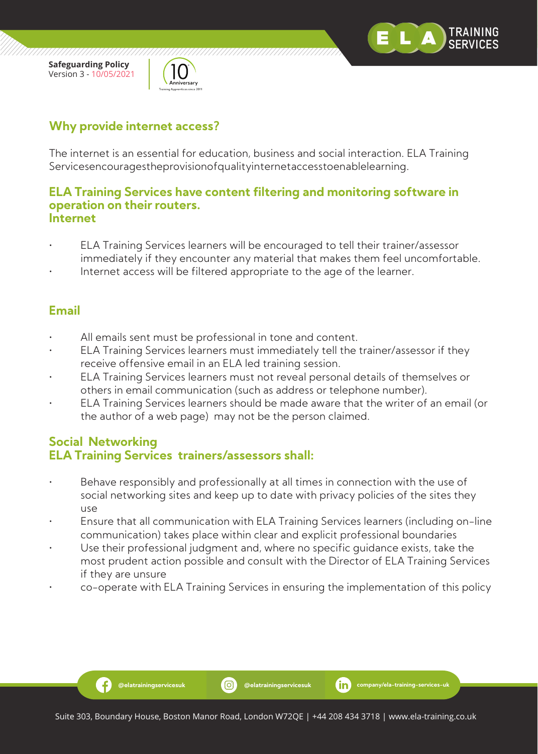## Why provide internet access?

The internet is an essential for education, business and social interaction. ELA Training Servicesencouragestheprovisionofqualityinternetaccesstoenablelearning.

## ELA Training Services have content filtering and monitoring software in operation on their routers.

## Internet

- ELA Training Services learners will be encouraged to tell their trainer/assessor immediately if they encounter any material that makes them feel uncomfortable.
- Internet access will be filtered appropriate to the age of the learner.

## Email

- All emails sent must be professional in tone and content.
- ELA Training Services learners must immediately tell the trainer/assessor if they receive offensive email in an ELA led training session.
- ELA Training Services learners must not reveal personal details of themselves or others in email communication (such as address or telephone number).
- ELA Training Services learners should be made aware that the writer of an email (or the author of a web page) may not be the person claimed.

## Social Networking

## ELA Training Services trainers/assessors shall:

- Behave responsibly and professionally at all times in connection with the use of social networking sites and keep up to date with privacy policies of the sites they use
- Ensure that all communication with ELA Training Services learners (including on-line communication) takes place within clear and explicit professional boundaries
- Use their professional judgment and, where no specific guidance exists, take the most prudent action possible and consult with the Director of ELA Training Services if they are unsure
- co-operate with ELA Training Services in ensuring the implementation of this policy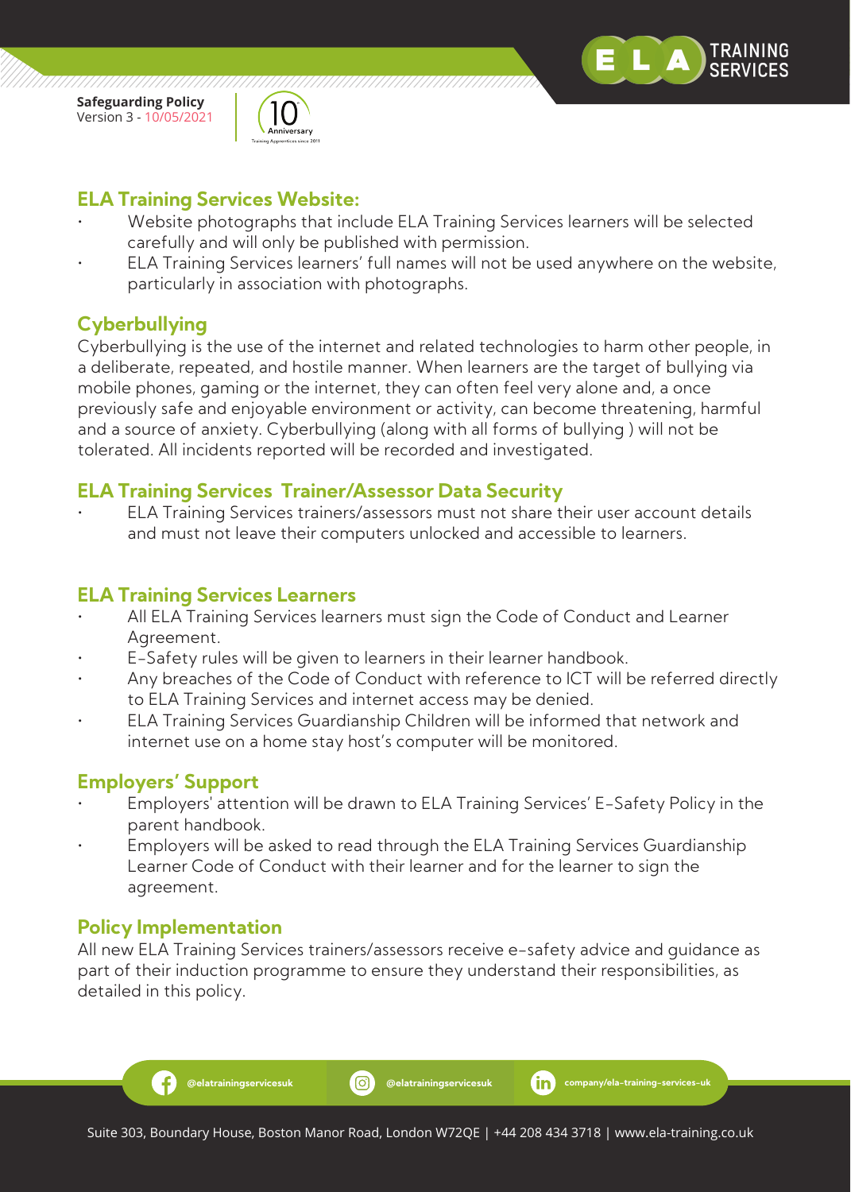## ELA Training Services Website:

- Website photographs that include ELA Training Services learners will be selected carefully and will only be published with permission.
- ELA Training Services learners' full names will not be used anywhere on the website, particularly in association with photographs.

## Cyberbullying

Cyberbullying is the use of the internet and related technologies to harm other people, in a deliberate, repeated, and hostile manner. When learners are the target of bullying via mobile phones, gaming or the internet, they can often feel very alone and, a once previously safe and enjoyable environment or activity, can become threatening, harmful and a source of anxiety. Cyberbullying (along with all forms of bullying ) will not be tolerated. All incidents reported will be recorded and investigated.

## ELA Training Services Trainer/Assessor Data Security

- ELA Training Services trainers/assessors must not share their user account details and must not leave their computers unlocked and accessible to learners.

## ELA Training Services Learners

- All ELA Training Services learners must sign the Code of Conduct and Learner Agreement.
- E-Safety rules will be given to learners in their learner handbook.
- Any breaches of the Code of Conduct with reference to ICT will be referred directly to ELA Training Services and internet access may be denied.
- ELA Training Services Guardianship Children will be informed that network and internet use on a home stay host's computer will be monitored.

## Employers' Support

- Employers' attention will be drawn to ELA Training Services' E-Safety Policy in the parent handbook.
- Employers will be asked to read through the ELA Training Services Guardianship Learner Code of Conduct with their learner and for the learner to sign the agreement.

## Policy Implementation

All new ELA Training Services trainers/assessors receive e-safety advice and guidance as part of their induction programme to ensure they understand their responsibilities, as detailed in this policy.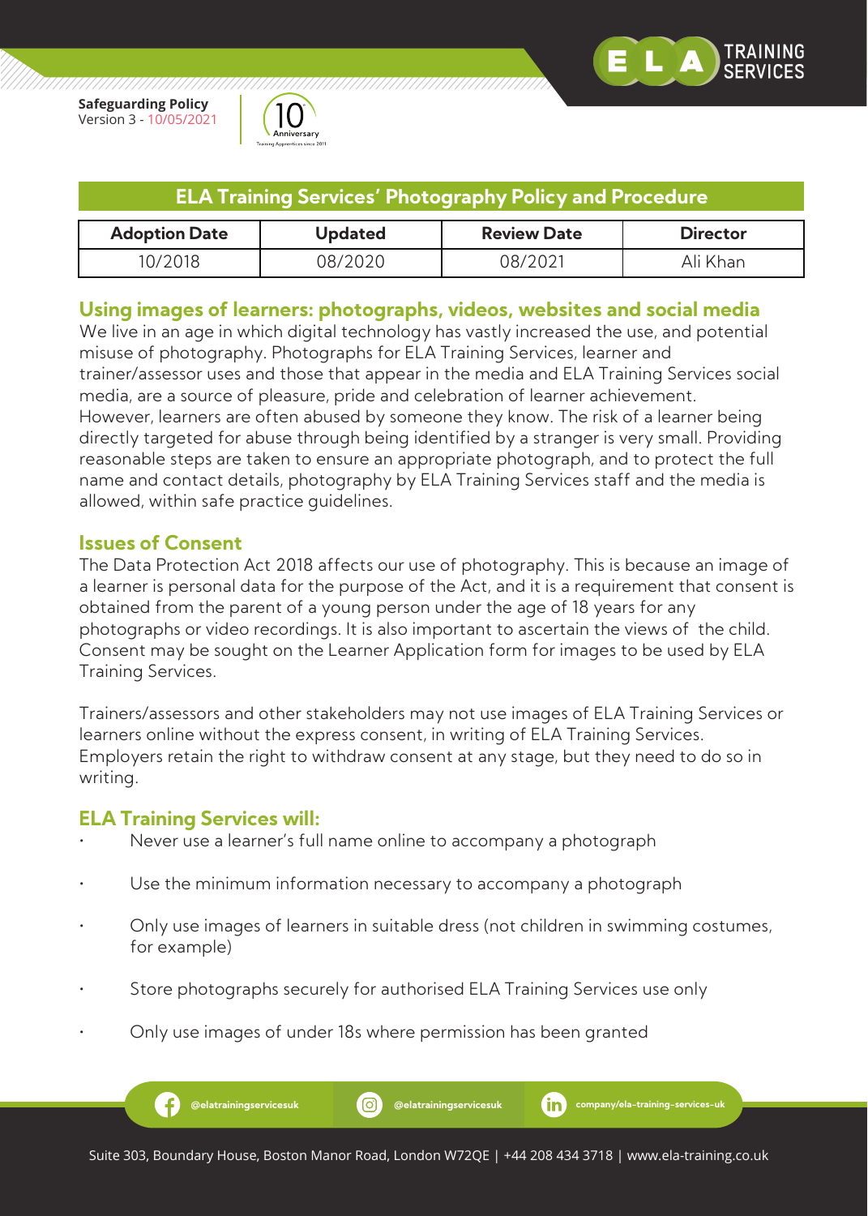## ELA Training Services' Photography Policy and Procedure

| Adoption Date | Updated | Review Date | Director |
|---|---|---|---|
| 10/2018 | 08/2020 | 08/2021 | Ali Khan |

### Using images of learners: photographs, videos, websites and social media

We live in an age in which digital technology has vastly increased the use, and potential misuse of photography. Photographs for ELA Training Services, learner and trainer/assessor uses and those that appear in the media and ELA Training Services social media, are a source of pleasure, pride and celebration of learner achievement. However, learners are often abused by someone they know. The risk of a learner being directly targeted for abuse through being identified by a stranger is very small. Providing reasonable steps are taken to ensure an appropriate photograph, and to protect the full name and contact details, photography by ELA Training Services staff and the media is allowed, within safe practice guidelines.

### Issues of Consent

The Data Protection Act 2018 affects our use of photography. This is because an image of a learner is personal data for the purpose of the Act, and it is a requirement that consent is obtained from the parent of a young person under the age of 18 years for any photographs or video recordings. It is also important to ascertain the views of the child. Consent may be sought on the Learner Application form for images to be used by ELA Training Services.

Trainers/assessors and other stakeholders may not use images of ELA Training Services or learners online without the express consent, in writing of ELA Training Services. Employers retain the right to withdraw consent at any stage, but they need to do so in writing.

### ELA Training Services will:

- Never use a learner's full name online to accompany a photograph
- Use the minimum information necessary to accompany a photograph
- Only use images of learners in suitable dress (not children in swimming costumes, for example)
- Store photographs securely for authorised ELA Training Services use only
- Only use images of under 18s where permission has been granted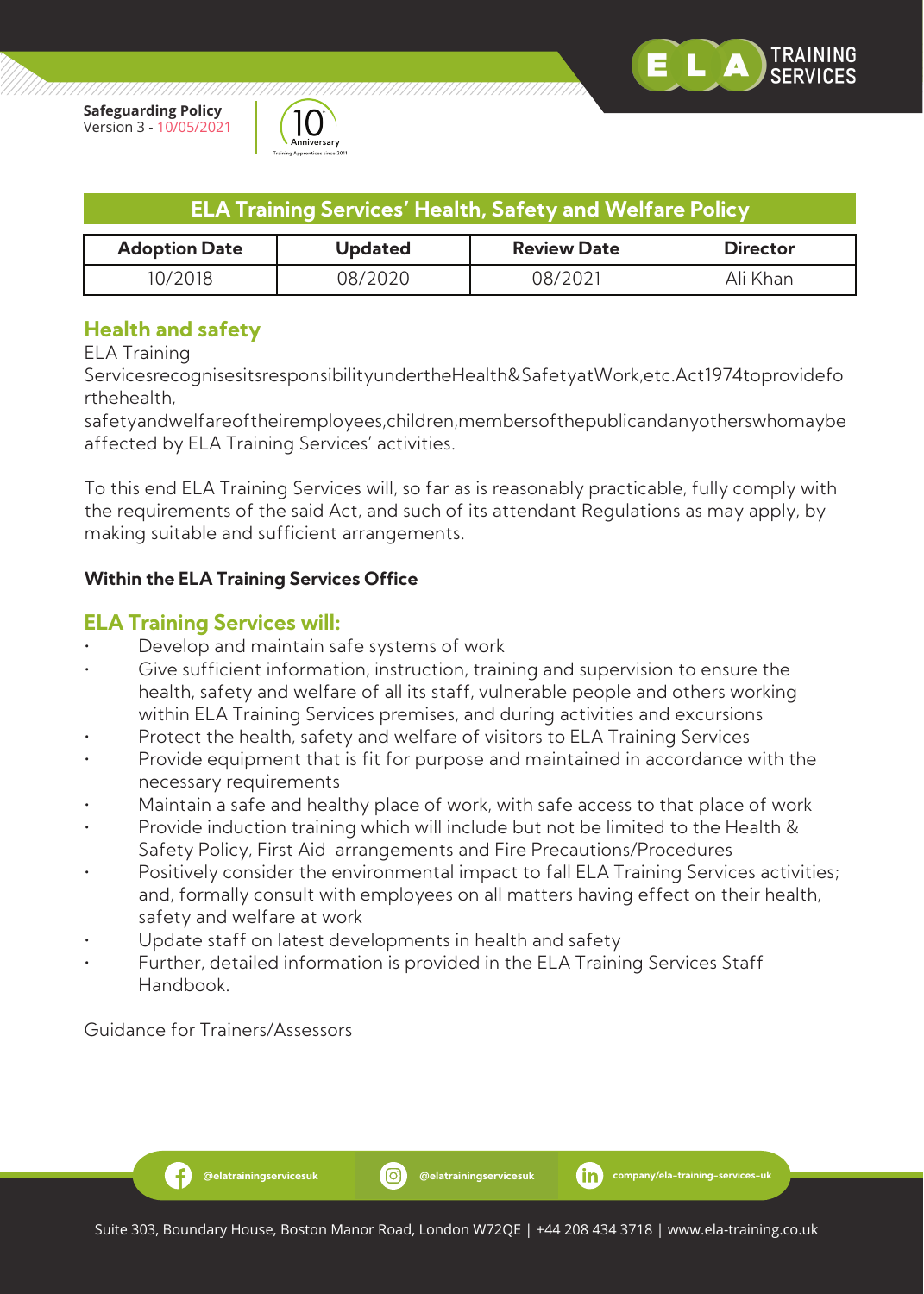## ELA Training Services' Health, Safety and Welfare Policy

| Adoption Date | Updated | Review Date | Director |
|---|---|---|---|
| 10/2018 | 08/2020 | 08/2021 | Ali Khan |

### Health and safety

ELA Training ServicesrecognisesitsresponsibilityundertheHealth&SafetyatWork,etc.Act1974toprovidefo rthehealth, safetyandwelfareoftheiremployees,children,membersofthepublicandanyotherswhomaybe affected by ELA Training Services' activities.

To this end ELA Training Services will, so far as is reasonably practicable, fully comply with the requirements of the said Act, and such of its attendant Regulations as may apply, by making suitable and sufficient arrangements.

**Within the ELA Training Services Office**

### ELA Training Services will:

- Develop and maintain safe systems of work
- Give sufficient information, instruction, training and supervision to ensure the health, safety and welfare of all its staff, vulnerable people and others working within ELA Training Services premises, and during activities and excursions
- Protect the health, safety and welfare of visitors to ELA Training Services
- Provide equipment that is fit for purpose and maintained in accordance with the necessary requirements
- Maintain a safe and healthy place of work, with safe access to that place of work
- Provide induction training which will include but not be limited to the Health & Safety Policy, First Aid arrangements and Fire Precautions/Procedures
- Positively consider the environmental impact to fall ELA Training Services activities; and, formally consult with employees on all matters having effect on their health, safety and welfare at work
- Update staff on latest developments in health and safety
- Further, detailed information is provided in the ELA Training Services Staff Handbook.

Guidance for Trainers/Assessors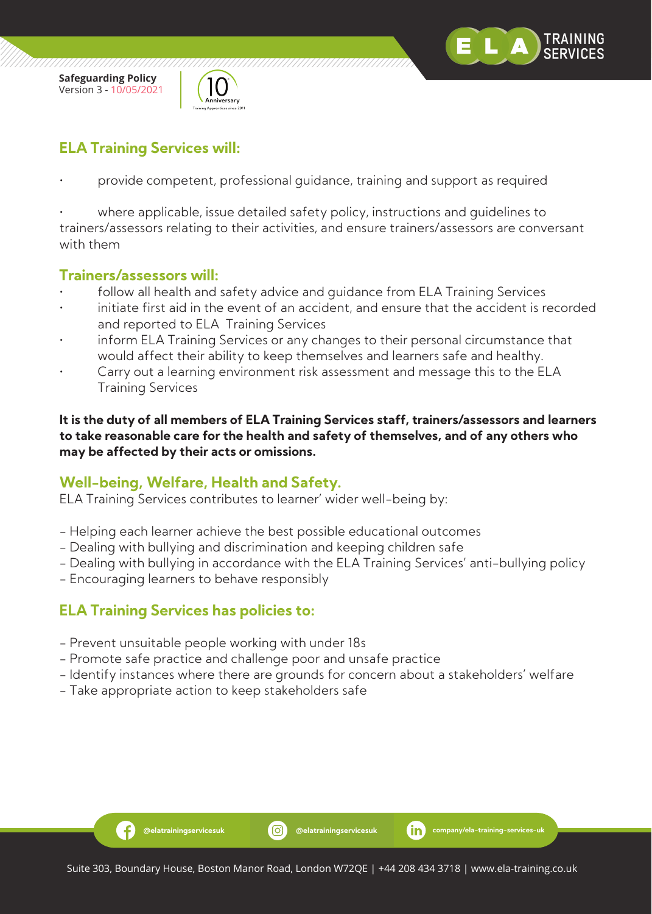## ELA Training Services will:

- provide competent, professional guidance, training and support as required
- where applicable, issue detailed safety policy, instructions and guidelines to trainers/assessors relating to their activities, and ensure trainers/assessors are conversant with them

## Trainers/assessors will:

- follow all health and safety advice and guidance from ELA Training Services
- initiate first aid in the event of an accident, and ensure that the accident is recorded and reported to ELA Training Services
- inform ELA Training Services or any changes to their personal circumstance that would affect their ability to keep themselves and learners safe and healthy.
- Carry out a learning environment risk assessment and message this to the ELA Training Services

**It is the duty of all members of ELA Training Services staff, trainers/assessors and learners to take reasonable care for the health and safety of themselves, and of any others who may be affected by their acts or omissions.**

## Well-being, Welfare, Health and Safety.

ELA Training Services contributes to learner' wider well-being by:

- Helping each learner achieve the best possible educational outcomes
- Dealing with bullying and discrimination and keeping children safe
- Dealing with bullying in accordance with the ELA Training Services' anti-bullying policy
- Encouraging learners to behave responsibly

## ELA Training Services has policies to:

- Prevent unsuitable people working with under 18s
- Promote safe practice and challenge poor and unsafe practice
- Identify instances where there are grounds for concern about a stakeholders' welfare
- Take appropriate action to keep stakeholders safe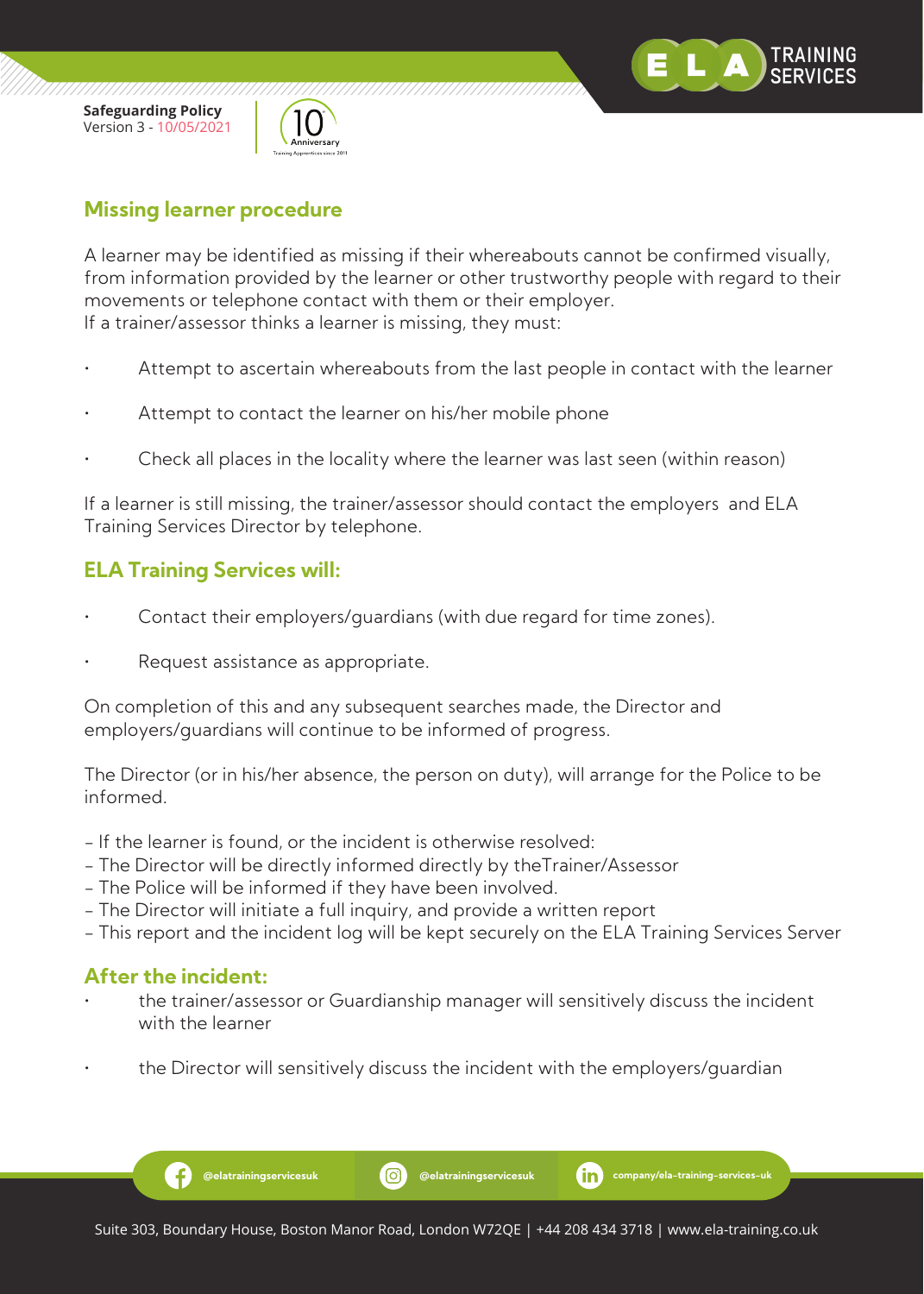## Missing learner procedure

A learner may be identified as missing if their whereabouts cannot be confirmed visually, from information provided by the learner or other trustworthy people with regard to their movements or telephone contact with them or their employer.
If a trainer/assessor thinks a learner is missing, they must:

- Attempt to ascertain whereabouts from the last people in contact with the learner
- Attempt to contact the learner on his/her mobile phone
- Check all places in the locality where the learner was last seen (within reason)

If a learner is still missing, the trainer/assessor should contact the employers and ELA Training Services Director by telephone.

## ELA Training Services will:

- Contact their employers/guardians (with due regard for time zones).
- Request assistance as appropriate.

On completion of this and any subsequent searches made, the Director and employers/guardians will continue to be informed of progress.

The Director (or in his/her absence, the person on duty), will arrange for the Police to be informed.

- If the learner is found, or the incident is otherwise resolved:
- The Director will be directly informed directly by theTrainer/Assessor
- The Police will be informed if they have been involved.
- The Director will initiate a full inquiry, and provide a written report
- This report and the incident log will be kept securely on the ELA Training Services Server

## After the incident:

- the trainer/assessor or Guardianship manager will sensitively discuss the incident with the learner
- the Director will sensitively discuss the incident with the employers/guardian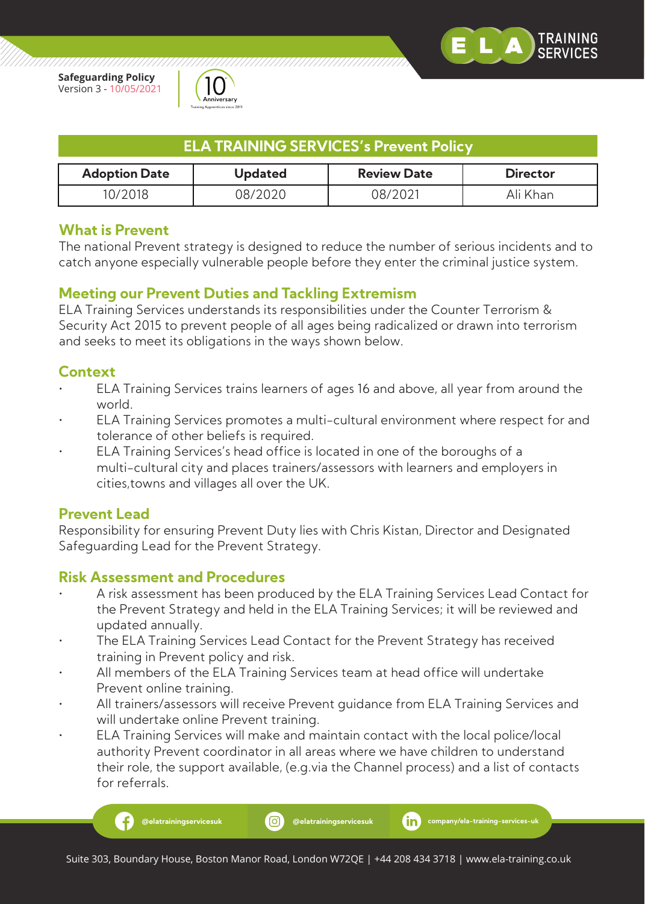## ELA TRAINING SERVICES's Prevent Policy

| Adoption Date | Updated | Review Date | Director |
|---|---|---|---|
| 10/2018 | 08/2020 | 08/2021 | Ali Khan |

### What is Prevent

The national Prevent strategy is designed to reduce the number of serious incidents and to catch anyone especially vulnerable people before they enter the criminal justice system.

### Meeting our Prevent Duties and Tackling Extremism

ELA Training Services understands its responsibilities under the Counter Terrorism & Security Act 2015 to prevent people of all ages being radicalized or drawn into terrorism and seeks to meet its obligations in the ways shown below.

### Context

- ELA Training Services trains learners of ages 16 and above, all year from around the world.
- ELA Training Services promotes a multi-cultural environment where respect for and tolerance of other beliefs is required.
- ELA Training Services's head office is located in one of the boroughs of a multi-cultural city and places trainers/assessors with learners and employers in cities,towns and villages all over the UK.

### Prevent Lead

Responsibility for ensuring Prevent Duty lies with Chris Kistan, Director and Designated Safeguarding Lead for the Prevent Strategy.

### Risk Assessment and Procedures

- A risk assessment has been produced by the ELA Training Services Lead Contact for the Prevent Strategy and held in the ELA Training Services; it will be reviewed and updated annually.
- The ELA Training Services Lead Contact for the Prevent Strategy has received training in Prevent policy and risk.
- All members of the ELA Training Services team at head office will undertake Prevent online training.
- All trainers/assessors will receive Prevent guidance from ELA Training Services and will undertake online Prevent training.
- ELA Training Services will make and maintain contact with the local police/local authority Prevent coordinator in all areas where we have children to understand their role, the support available, (e.g.via the Channel process) and a list of contacts for referrals.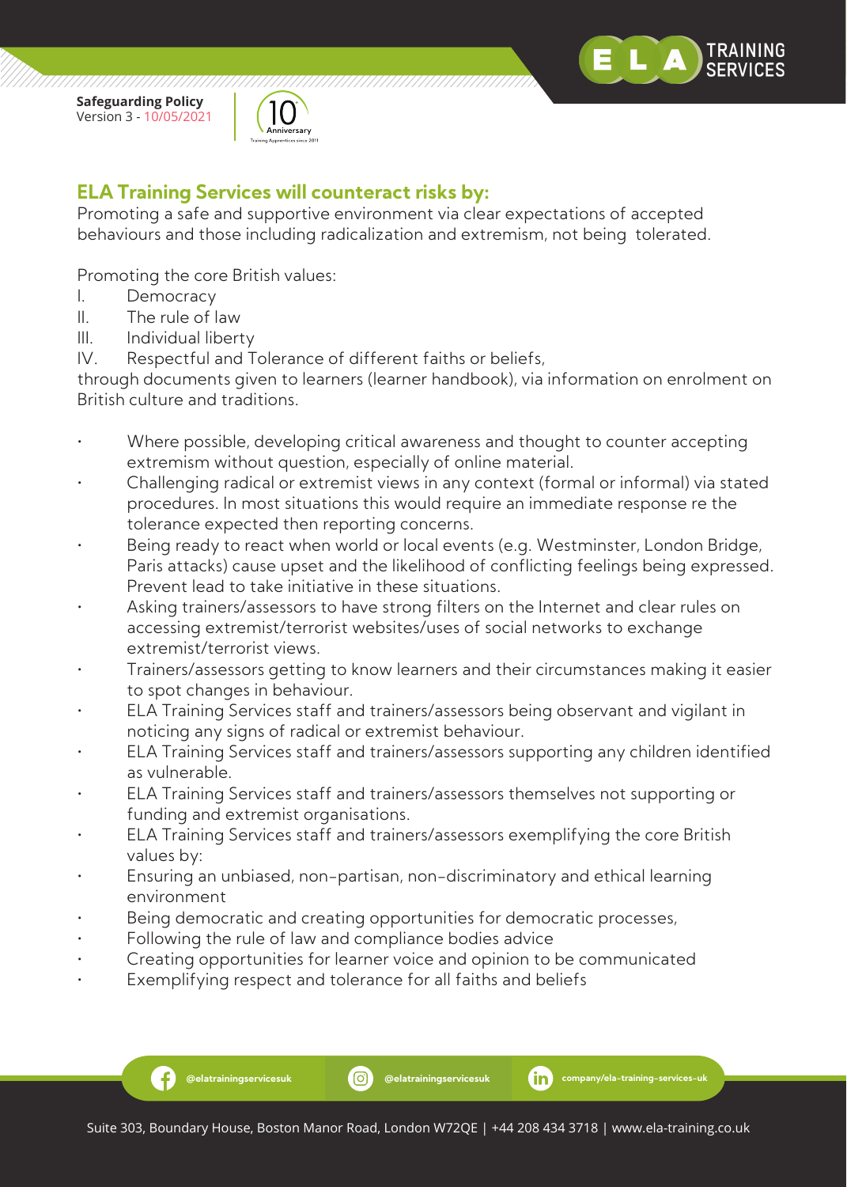## ELA Training Services will counteract risks by:

Promoting a safe and supportive environment via clear expectations of accepted behaviours and those including radicalization and extremism, not being tolerated.

Promoting the core British values:

I. Democracy
II. The rule of law
III. Individual liberty
IV. Respectful and Tolerance of different faiths or beliefs,

through documents given to learners (learner handbook), via information on enrolment on British culture and traditions.

- Where possible, developing critical awareness and thought to counter accepting extremism without question, especially of online material.
- Challenging radical or extremist views in any context (formal or informal) via stated procedures. In most situations this would require an immediate response re the tolerance expected then reporting concerns.
- Being ready to react when world or local events (e.g. Westminster, London Bridge, Paris attacks) cause upset and the likelihood of conflicting feelings being expressed. Prevent lead to take initiative in these situations.
- Asking trainers/assessors to have strong filters on the Internet and clear rules on accessing extremist/terrorist websites/uses of social networks to exchange extremist/terrorist views.
- Trainers/assessors getting to know learners and their circumstances making it easier to spot changes in behaviour.
- ELA Training Services staff and trainers/assessors being observant and vigilant in noticing any signs of radical or extremist behaviour.
- ELA Training Services staff and trainers/assessors supporting any children identified as vulnerable.
- ELA Training Services staff and trainers/assessors themselves not supporting or funding and extremist organisations.
- ELA Training Services staff and trainers/assessors exemplifying the core British values by:
- Ensuring an unbiased, non-partisan, non-discriminatory and ethical learning environment
- Being democratic and creating opportunities for democratic processes,
- Following the rule of law and compliance bodies advice
- Creating opportunities for learner voice and opinion to be communicated
- Exemplifying respect and tolerance for all faiths and beliefs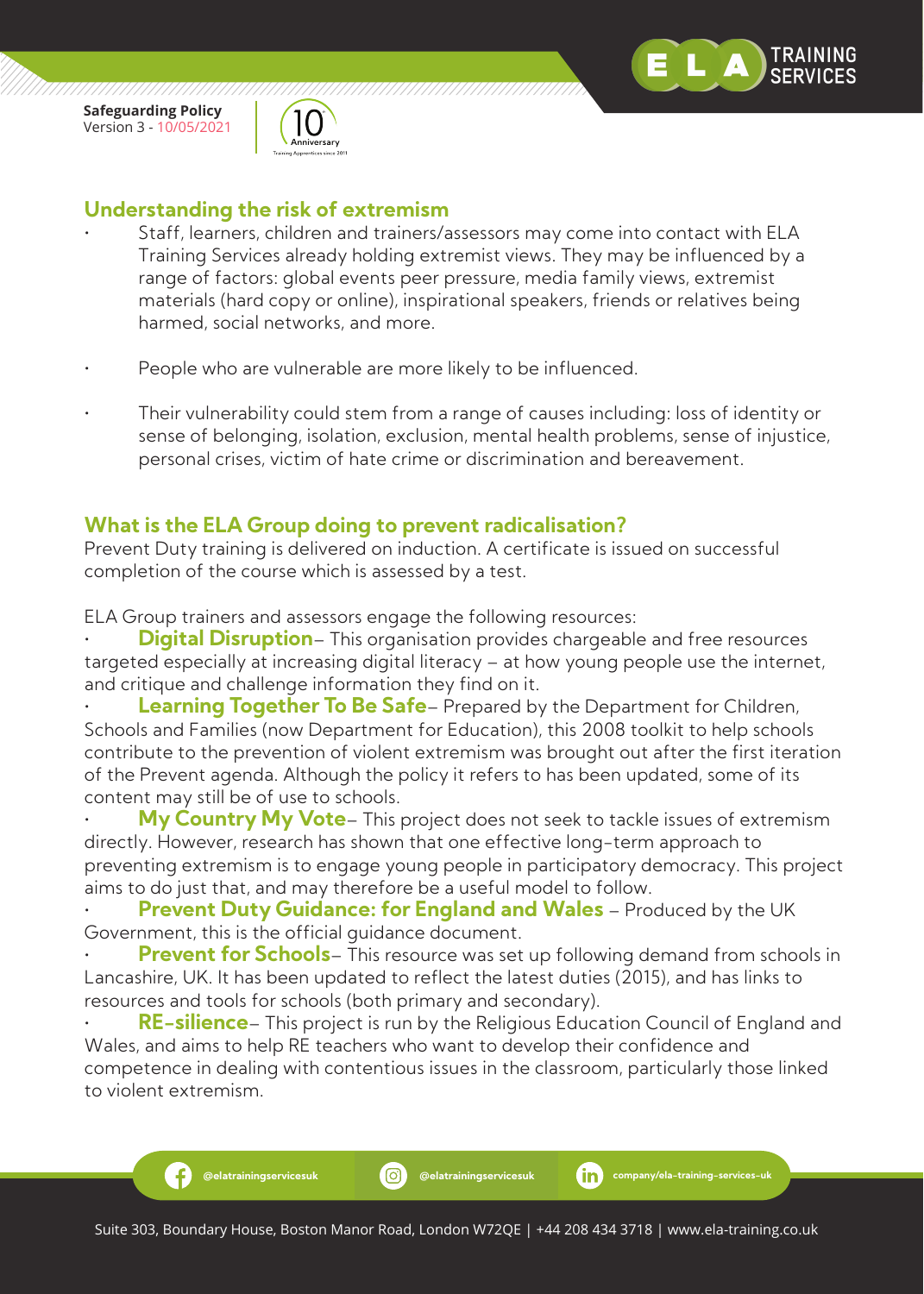## Understanding the risk of extremism

- Staff, learners, children and trainers/assessors may come into contact with ELA Training Services already holding extremist views. They may be influenced by a range of factors: global events peer pressure, media family views, extremist materials (hard copy or online), inspirational speakers, friends or relatives being harmed, social networks, and more.

- People who are vulnerable are more likely to be influenced.

- Their vulnerability could stem from a range of causes including: loss of identity or sense of belonging, isolation, exclusion, mental health problems, sense of injustice, personal crises, victim of hate crime or discrimination and bereavement.

## What is the ELA Group doing to prevent radicalisation?

Prevent Duty training is delivered on induction. A certificate is issued on successful completion of the course which is assessed by a test.

ELA Group trainers and assessors engage the following resources:

- **Digital Disruption**– This organisation provides chargeable and free resources targeted especially at increasing digital literacy – at how young people use the internet, and critique and challenge information they find on it.
- **Learning Together To Be Safe**– Prepared by the Department for Children, Schools and Families (now Department for Education), this 2008 toolkit to help schools contribute to the prevention of violent extremism was brought out after the first iteration of the Prevent agenda. Although the policy it refers to has been updated, some of its content may still be of use to schools.
- **My Country My Vote**– This project does not seek to tackle issues of extremism directly. However, research has shown that one effective long-term approach to preventing extremism is to engage young people in participatory democracy. This project aims to do just that, and may therefore be a useful model to follow.
- **Prevent Duty Guidance: for England and Wales** – Produced by the UK Government, this is the official guidance document.
- **Prevent for Schools**– This resource was set up following demand from schools in Lancashire, UK. It has been updated to reflect the latest duties (2015), and has links to resources and tools for schools (both primary and secondary).
- **RE-silience**– This project is run by the Religious Education Council of England and Wales, and aims to help RE teachers who want to develop their confidence and competence in dealing with contentious issues in the classroom, particularly those linked to violent extremism.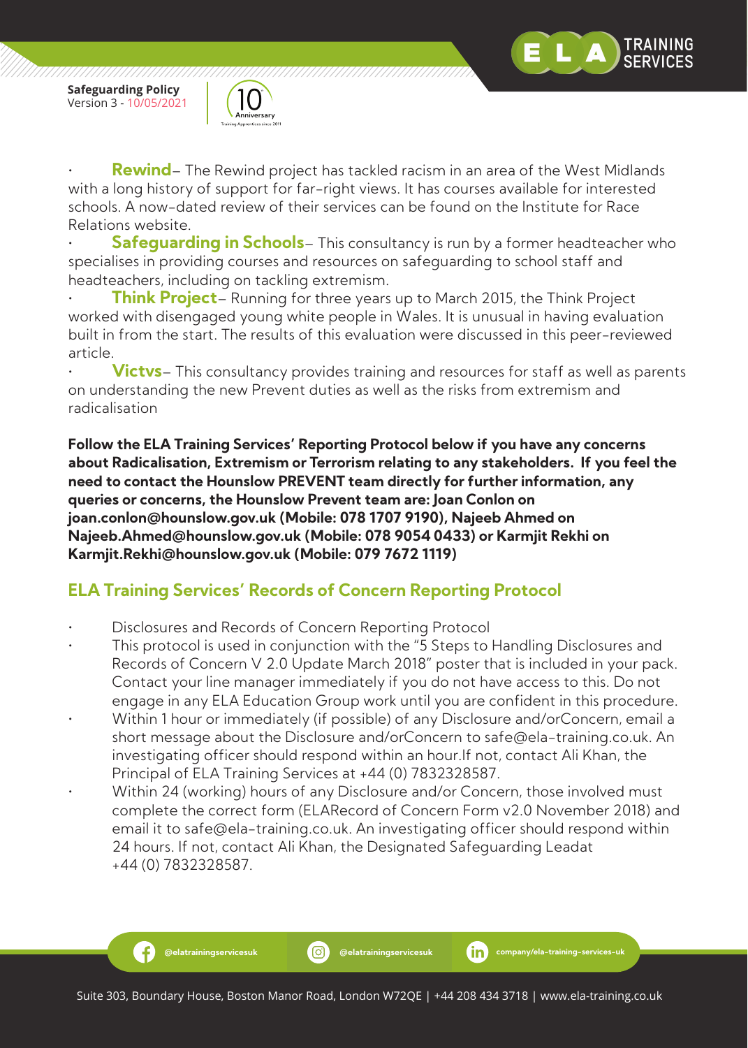- **Rewind**– The Rewind project has tackled racism in an area of the West Midlands with a long history of support for far-right views. It has courses available for interested schools. A now-dated review of their services can be found on the Institute for Race Relations website.
- **Safeguarding in Schools**– This consultancy is run by a former headteacher who specialises in providing courses and resources on safeguarding to school staff and headteachers, including on tackling extremism.
- **Think Project**– Running for three years up to March 2015, the Think Project worked with disengaged young white people in Wales. It is unusual in having evaluation built in from the start. The results of this evaluation were discussed in this peer-reviewed article.
- **Victvs**– This consultancy provides training and resources for staff as well as parents on understanding the new Prevent duties as well as the risks from extremism and radicalisation

**Follow the ELA Training Services' Reporting Protocol below if you have any concerns about Radicalisation, Extremism or Terrorism relating to any stakeholders. If you feel the need to contact the Hounslow PREVENT team directly for further information, any queries or concerns, the Hounslow Prevent team are: Joan Conlon on joan.conlon@hounslow.gov.uk (Mobile: 078 1707 9190), Najeeb Ahmed on Najeeb.Ahmed@hounslow.gov.uk (Mobile: 078 9054 0433) or Karmjit Rekhi on Karmjit.Rekhi@hounslow.gov.uk (Mobile: 079 7672 1119)**

## ELA Training Services' Records of Concern Reporting Protocol

- Disclosures and Records of Concern Reporting Protocol
- This protocol is used in conjunction with the "5 Steps to Handling Disclosures and Records of Concern V 2.0 Update March 2018" poster that is included in your pack. Contact your line manager immediately if you do not have access to this. Do not engage in any ELA Education Group work until you are confident in this procedure.
- Within 1 hour or immediately (if possible) of any Disclosure and/orConcern, email a short message about the Disclosure and/orConcern to safe@ela-training.co.uk. An investigating officer should respond within an hour.If not, contact Ali Khan, the Principal of ELA Training Services at +44 (0) 7832328587.
- Within 24 (working) hours of any Disclosure and/or Concern, those involved must complete the correct form (ELARecord of Concern Form v2.0 November 2018) and email it to safe@ela-training.co.uk. An investigating officer should respond within 24 hours. If not, contact Ali Khan, the Designated Safeguarding Leadat +44 (0) 7832328587.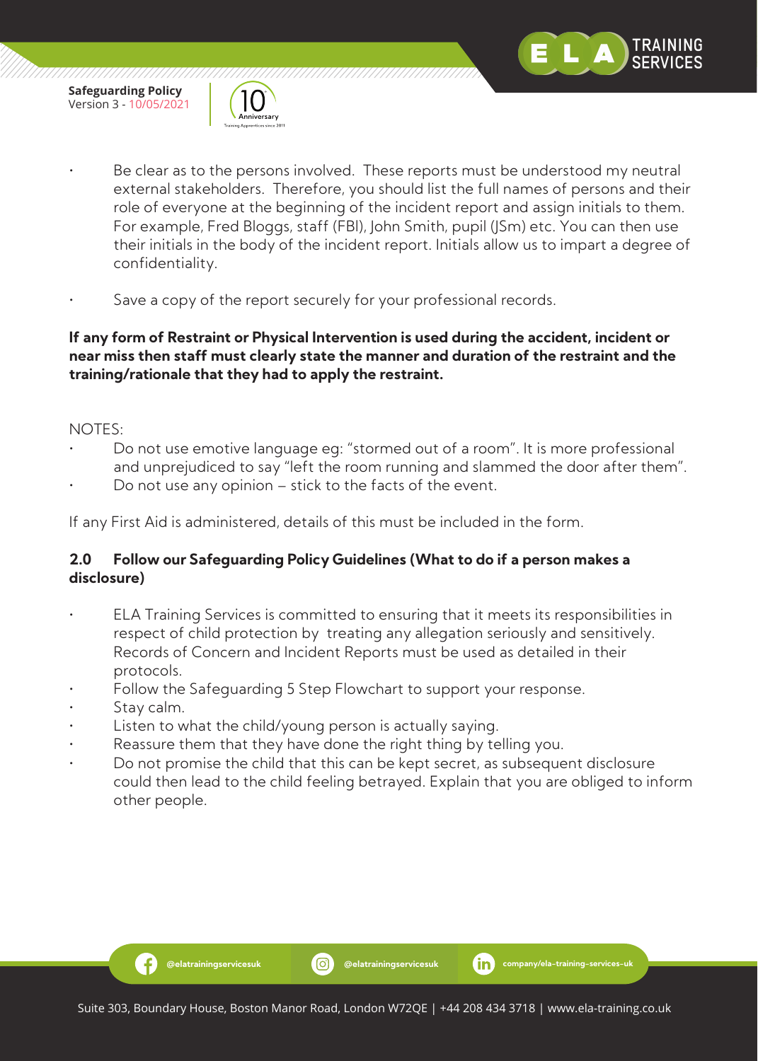- Be clear as to the persons involved. These reports must be understood my neutral external stakeholders. Therefore, you should list the full names of persons and their role of everyone at the beginning of the incident report and assign initials to them. For example, Fred Bloggs, staff (FBl), John Smith, pupil (JSm) etc. You can then use their initials in the body of the incident report. Initials allow us to impart a degree of confidentiality.
- Save a copy of the report securely for your professional records.

**If any form of Restraint or Physical Intervention is used during the accident, incident or near miss then staff must clearly state the manner and duration of the restraint and the training/rationale that they had to apply the restraint.**

NOTES:

- Do not use emotive language eg: "stormed out of a room". It is more professional and unprejudiced to say "left the room running and slammed the door after them".
- Do not use any opinion – stick to the facts of the event.

If any First Aid is administered, details of this must be included in the form.

### 2.0 Follow our Safeguarding Policy Guidelines (What to do if a person makes a disclosure)

- ELA Training Services is committed to ensuring that it meets its responsibilities in respect of child protection by treating any allegation seriously and sensitively. Records of Concern and Incident Reports must be used as detailed in their protocols.
- Follow the Safeguarding 5 Step Flowchart to support your response.
- Stay calm.
- Listen to what the child/young person is actually saying.
- Reassure them that they have done the right thing by telling you.
- Do not promise the child that this can be kept secret, as subsequent disclosure could then lead to the child feeling betrayed. Explain that you are obliged to inform other people.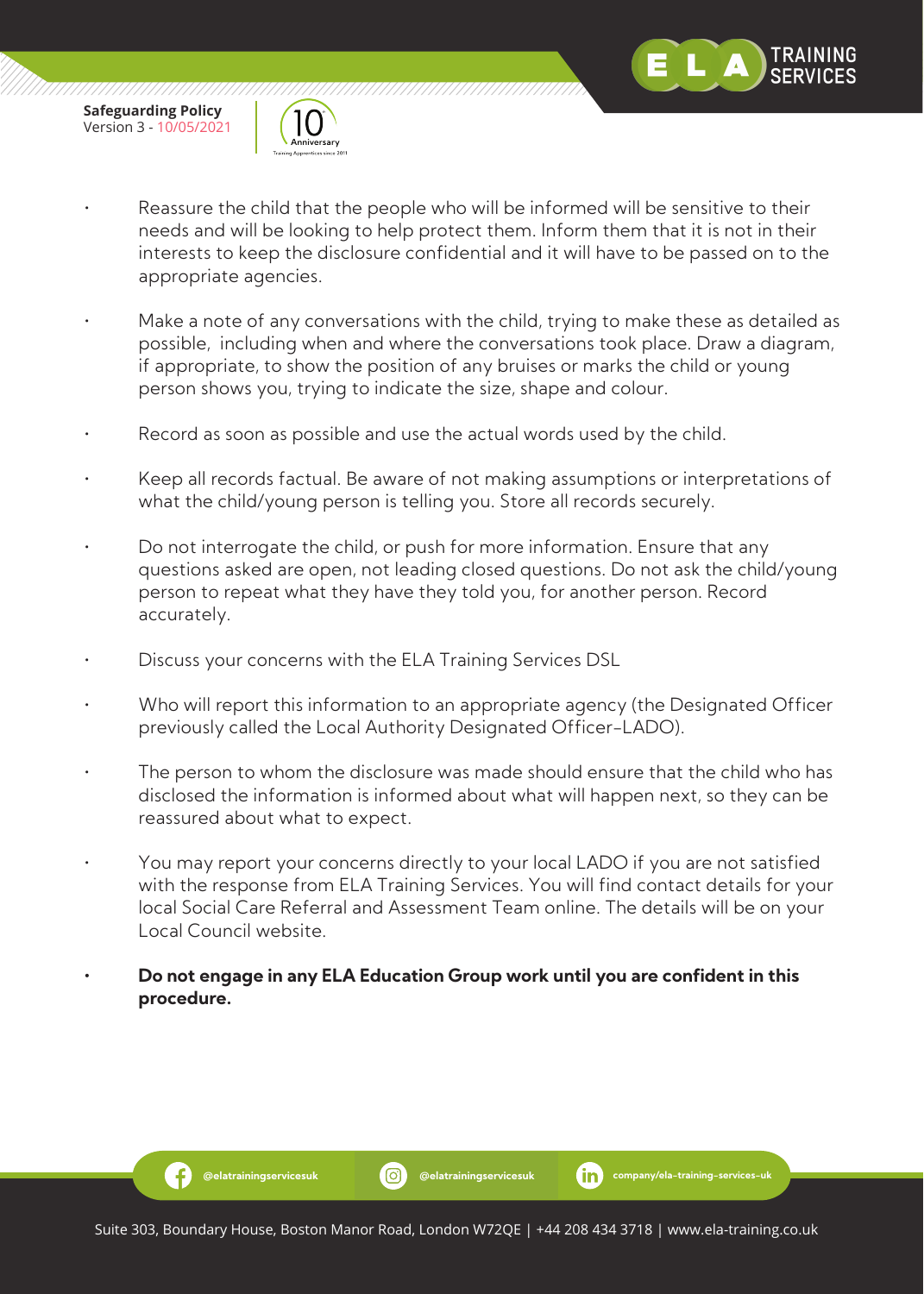- Reassure the child that the people who will be informed will be sensitive to their needs and will be looking to help protect them. Inform them that it is not in their interests to keep the disclosure confidential and it will have to be passed on to the appropriate agencies.

- Make a note of any conversations with the child, trying to make these as detailed as possible, including when and where the conversations took place. Draw a diagram, if appropriate, to show the position of any bruises or marks the child or young person shows you, trying to indicate the size, shape and colour.

- Record as soon as possible and use the actual words used by the child.

- Keep all records factual. Be aware of not making assumptions or interpretations of what the child/young person is telling you. Store all records securely.

- Do not interrogate the child, or push for more information. Ensure that any questions asked are open, not leading closed questions. Do not ask the child/young person to repeat what they have they told you, for another person. Record accurately.

- Discuss your concerns with the ELA Training Services DSL

- Who will report this information to an appropriate agency (the Designated Officer previously called the Local Authority Designated Officer-LADO).

- The person to whom the disclosure was made should ensure that the child who has disclosed the information is informed about what will happen next, so they can be reassured about what to expect.

- You may report your concerns directly to your local LADO if you are not satisfied with the response from ELA Training Services. You will find contact details for your local Social Care Referral and Assessment Team online. The details will be on your Local Council website.

- **Do not engage in any ELA Education Group work until you are confident in this procedure.**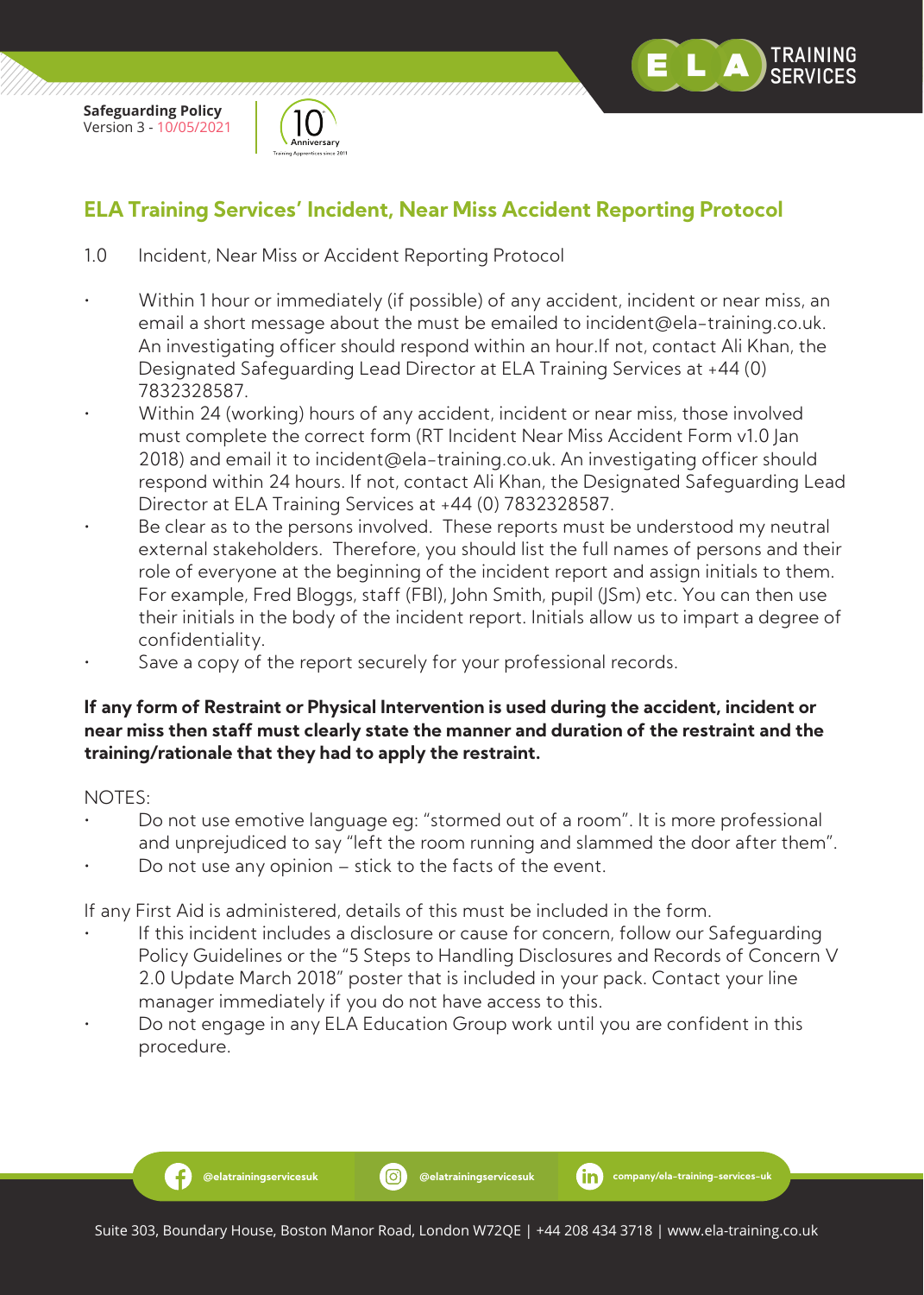## ELA Training Services' Incident, Near Miss Accident Reporting Protocol

1.0 Incident, Near Miss or Accident Reporting Protocol

- Within 1 hour or immediately (if possible) of any accident, incident or near miss, an email a short message about the must be emailed to incident@ela-training.co.uk. An investigating officer should respond within an hour.If not, contact Ali Khan, the Designated Safeguarding Lead Director at ELA Training Services at +44 (0) 7832328587.
- Within 24 (working) hours of any accident, incident or near miss, those involved must complete the correct form (RT Incident Near Miss Accident Form v1.0 Jan 2018) and email it to incident@ela-training.co.uk. An investigating officer should respond within 24 hours. If not, contact Ali Khan, the Designated Safeguarding Lead Director at ELA Training Services at +44 (0) 7832328587.
- Be clear as to the persons involved. These reports must be understood my neutral external stakeholders. Therefore, you should list the full names of persons and their role of everyone at the beginning of the incident report and assign initials to them. For example, Fred Bloggs, staff (FBl), John Smith, pupil (JSm) etc. You can then use their initials in the body of the incident report. Initials allow us to impart a degree of confidentiality.
- Save a copy of the report securely for your professional records.

**If any form of Restraint or Physical Intervention is used during the accident, incident or near miss then staff must clearly state the manner and duration of the restraint and the training/rationale that they had to apply the restraint.**

NOTES:

- Do not use emotive language eg: "stormed out of a room". It is more professional and unprejudiced to say "left the room running and slammed the door after them".
- Do not use any opinion – stick to the facts of the event.

If any First Aid is administered, details of this must be included in the form.

- If this incident includes a disclosure or cause for concern, follow our Safeguarding Policy Guidelines or the "5 Steps to Handling Disclosures and Records of Concern V 2.0 Update March 2018" poster that is included in your pack. Contact your line manager immediately if you do not have access to this.
- Do not engage in any ELA Education Group work until you are confident in this procedure.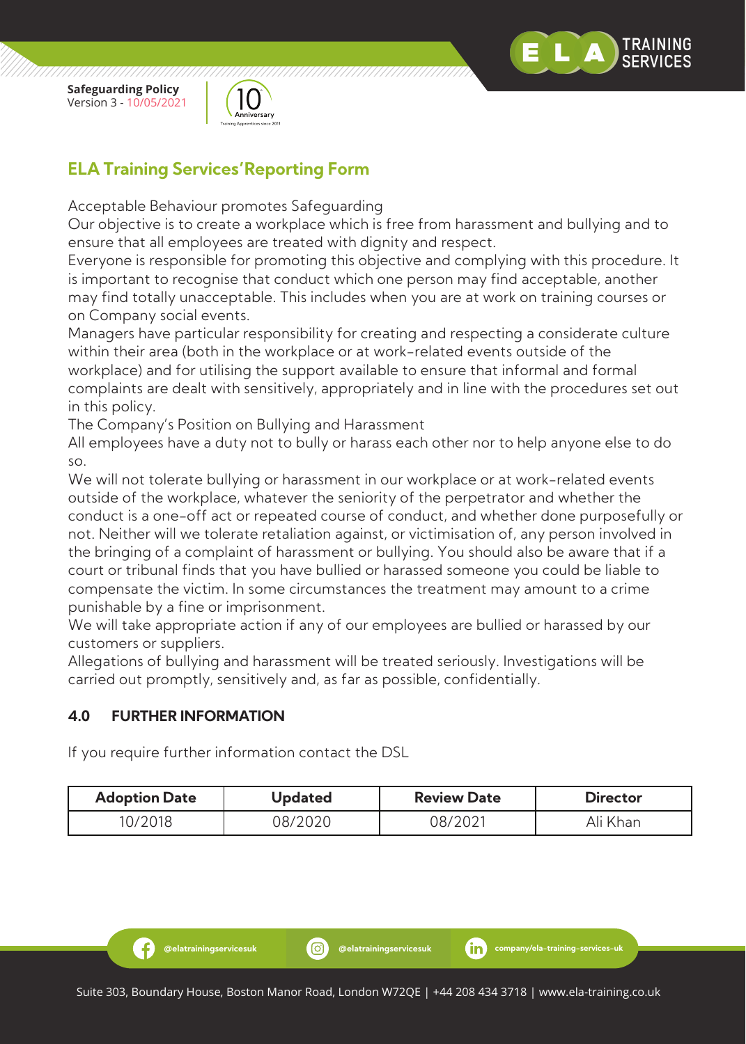## ELA Training Services'Reporting Form

Acceptable Behaviour promotes Safeguarding

Our objective is to create a workplace which is free from harassment and bullying and to ensure that all employees are treated with dignity and respect.

Everyone is responsible for promoting this objective and complying with this procedure. It is important to recognise that conduct which one person may find acceptable, another may find totally unacceptable. This includes when you are at work on training courses or on Company social events.

Managers have particular responsibility for creating and respecting a considerate culture within their area (both in the workplace or at work-related events outside of the workplace) and for utilising the support available to ensure that informal and formal complaints are dealt with sensitively, appropriately and in line with the procedures set out in this policy.

The Company's Position on Bullying and Harassment

All employees have a duty not to bully or harass each other nor to help anyone else to do so.

We will not tolerate bullying or harassment in our workplace or at work-related events outside of the workplace, whatever the seniority of the perpetrator and whether the conduct is a one-off act or repeated course of conduct, and whether done purposefully or not. Neither will we tolerate retaliation against, or victimisation of, any person involved in the bringing of a complaint of harassment or bullying. You should also be aware that if a court or tribunal finds that you have bullied or harassed someone you could be liable to compensate the victim. In some circumstances the treatment may amount to a crime punishable by a fine or imprisonment.

We will take appropriate action if any of our employees are bullied or harassed by our customers or suppliers.

Allegations of bullying and harassment will be treated seriously. Investigations will be carried out promptly, sensitively and, as far as possible, confidentially.

### 4.0 FURTHER INFORMATION

If you require further information contact the DSL

| Adoption Date | Updated | Review Date | Director |
|---|---|---|---|
| 10/2018 | 08/2020 | 08/2021 | Ali Khan |